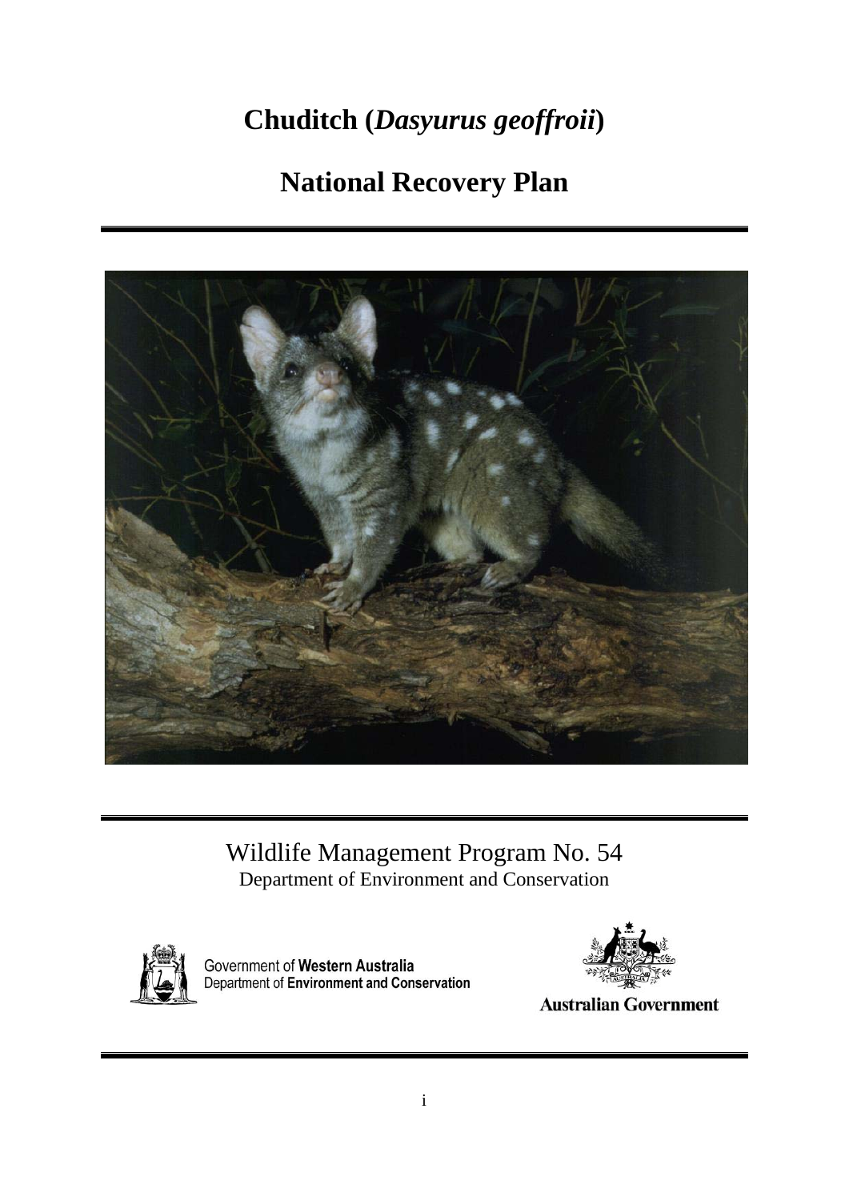# Chuditch (*Dasyurus geoffroii*)

# National Recovery Plan

Wildlife Management Program No. 54

Department of Environment and Conservation

Government of **Western Australia**
Department of **Environment and Conservation**

**Australian Government**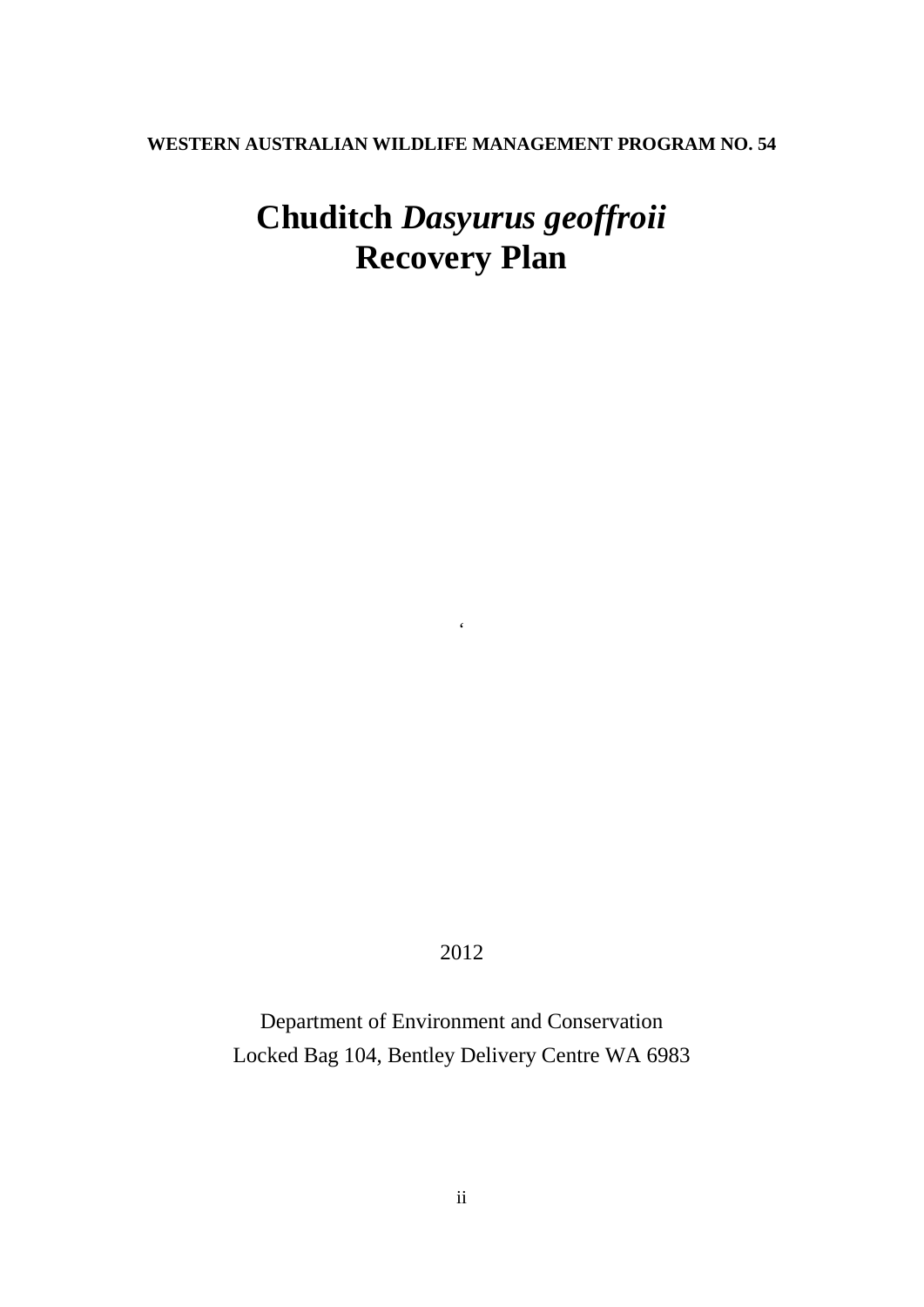**WESTERN AUSTRALIAN WILDLIFE MANAGEMENT PROGRAM NO. 54**

# Chuditch *Dasyurus geoffroii* Recovery Plan

‘

2012

Department of Environment and Conservation
Locked Bag 104, Bentley Delivery Centre WA 6983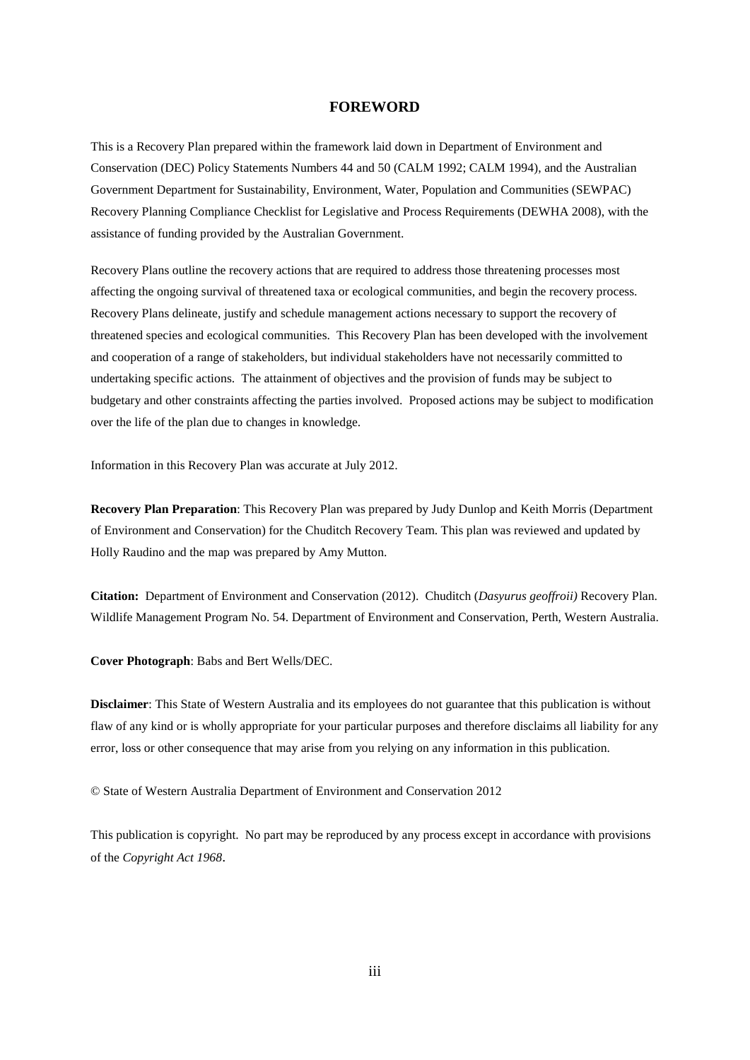# FOREWORD

This is a Recovery Plan prepared within the framework laid down in Department of Environment and Conservation (DEC) Policy Statements Numbers 44 and 50 (CALM 1992; CALM 1994), and the Australian Government Department for Sustainability, Environment, Water, Population and Communities (SEWPAC) Recovery Planning Compliance Checklist for Legislative and Process Requirements (DEWHA 2008), with the assistance of funding provided by the Australian Government.

Recovery Plans outline the recovery actions that are required to address those threatening processes most affecting the ongoing survival of threatened taxa or ecological communities, and begin the recovery process. Recovery Plans delineate, justify and schedule management actions necessary to support the recovery of threatened species and ecological communities. This Recovery Plan has been developed with the involvement and cooperation of a range of stakeholders, but individual stakeholders have not necessarily committed to undertaking specific actions. The attainment of objectives and the provision of funds may be subject to budgetary and other constraints affecting the parties involved. Proposed actions may be subject to modification over the life of the plan due to changes in knowledge.

Information in this Recovery Plan was accurate at July 2012.

**Recovery Plan Preparation**: This Recovery Plan was prepared by Judy Dunlop and Keith Morris (Department of Environment and Conservation) for the Chuditch Recovery Team. This plan was reviewed and updated by Holly Raudino and the map was prepared by Amy Mutton.

**Citation:** Department of Environment and Conservation (2012). Chuditch (*Dasyurus geoffroii)* Recovery Plan. Wildlife Management Program No. 54. Department of Environment and Conservation, Perth, Western Australia.

**Cover Photograph**: Babs and Bert Wells/DEC.

**Disclaimer**: This State of Western Australia and its employees do not guarantee that this publication is without flaw of any kind or is wholly appropriate for your particular purposes and therefore disclaims all liability for any error, loss or other consequence that may arise from you relying on any information in this publication.

© State of Western Australia Department of Environment and Conservation 2012

This publication is copyright. No part may be reproduced by any process except in accordance with provisions of the *Copyright Act 1968*.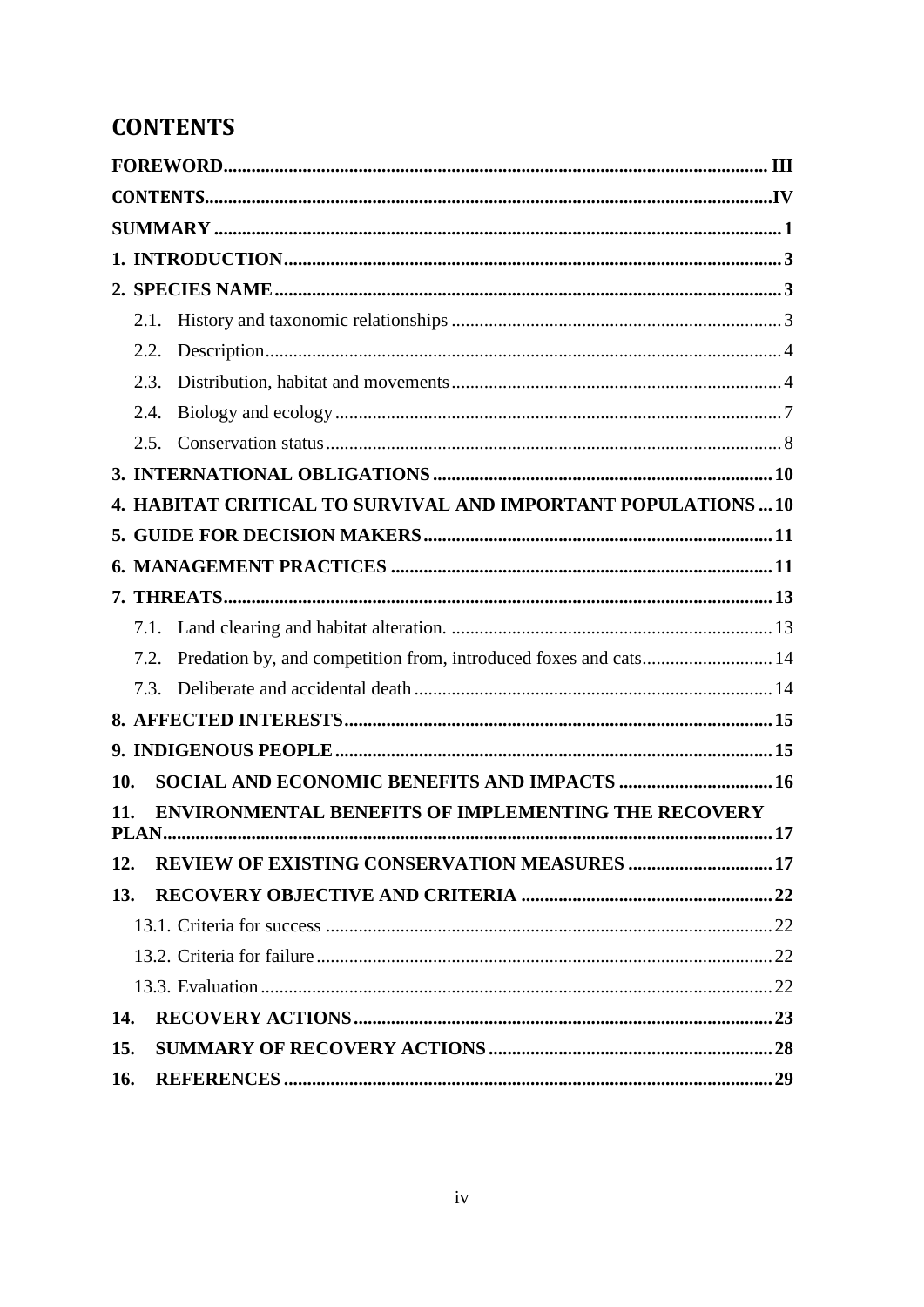# CONTENTS

**FOREWORD** .......... **III**

**CONTENTS** .......... **IV**

**SUMMARY** .......... **1**

**1. INTRODUCTION** .......... **3**

**2. SPECIES NAME** .......... **3**

- 2.1. History and taxonomic relationships .......... 3
- 2.2. Description .......... 4
- 2.3. Distribution, habitat and movements .......... 4
- 2.4. Biology and ecology .......... 7
- 2.5. Conservation status .......... 8

**3. INTERNATIONAL OBLIGATIONS** .......... **10**

**4. HABITAT CRITICAL TO SURVIVAL AND IMPORTANT POPULATIONS** .......... **10**

**5. GUIDE FOR DECISION MAKERS** .......... **11**

**6. MANAGEMENT PRACTICES** .......... **11**

**7. THREATS** .......... **13**

- 7.1. Land clearing and habitat alteration. .......... 13
- 7.2. Predation by, and competition from, introduced foxes and cats .......... 14
- 7.3. Deliberate and accidental death .......... 14

**8. AFFECTED INTERESTS** .......... **15**

**9. INDIGENOUS PEOPLE** .......... **15**

**10. SOCIAL AND ECONOMIC BENEFITS AND IMPACTS** .......... **16**

**11. ENVIRONMENTAL BENEFITS OF IMPLEMENTING THE RECOVERY PLAN** .......... **17**

**12. REVIEW OF EXISTING CONSERVATION MEASURES** .......... **17**

**13. RECOVERY OBJECTIVE AND CRITERIA** .......... **22**

- 13.1. Criteria for success .......... 22
- 13.2. Criteria for failure .......... 22
- 13.3. Evaluation .......... 22

**14. RECOVERY ACTIONS** .......... **23**

**15. SUMMARY OF RECOVERY ACTIONS** .......... **28**

**16. REFERENCES** .......... **29**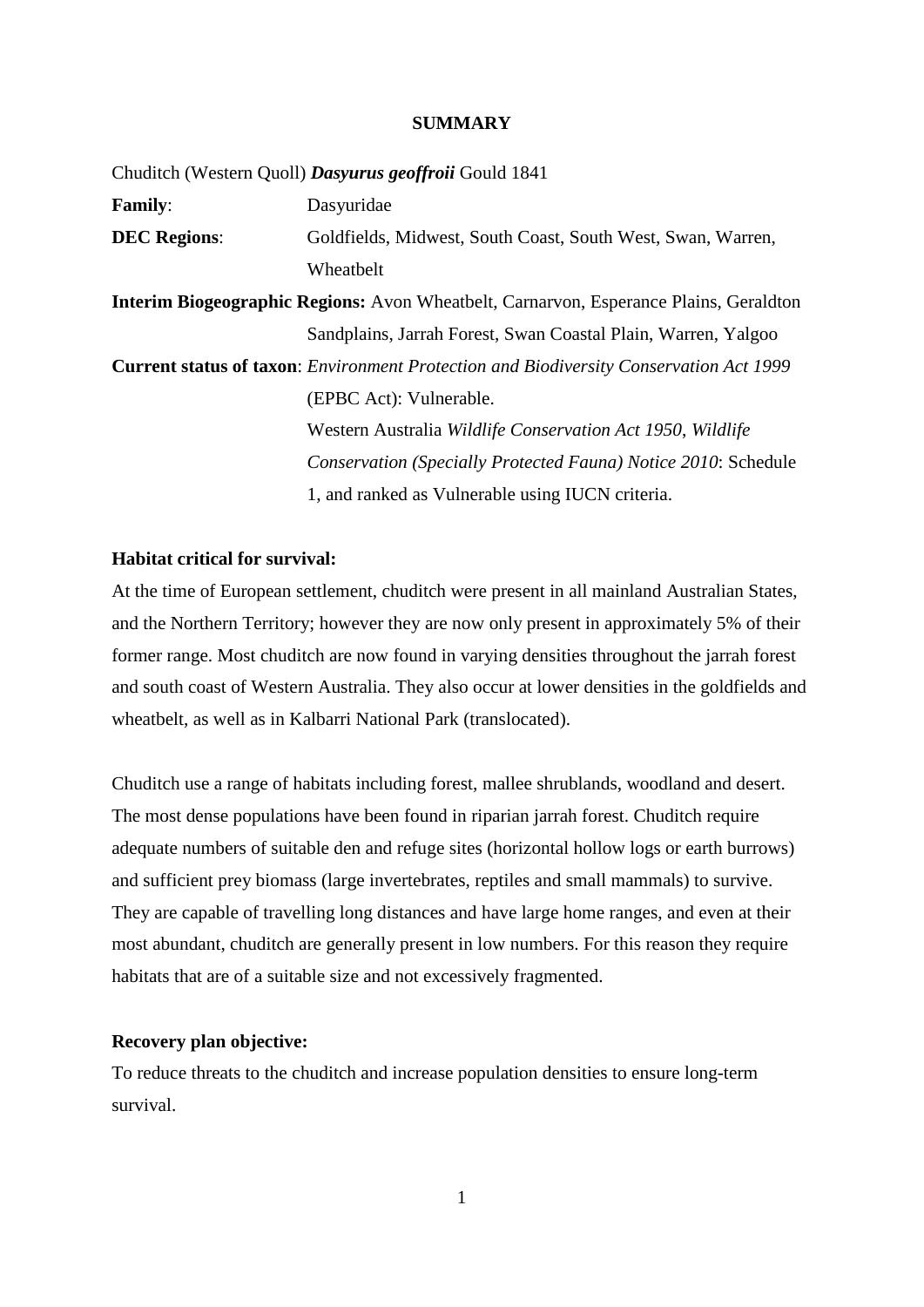**SUMMARY**

Chuditch (Western Quoll) ***Dasyurus geoffroii*** Gould 1841

**Family**: Dasyuridae

**DEC Regions**: Goldfields, Midwest, South Coast, South West, Swan, Warren, Wheatbelt

**Interim Biogeographic Regions:** Avon Wheatbelt, Carnarvon, Esperance Plains, Geraldton Sandplains, Jarrah Forest, Swan Coastal Plain, Warren, Yalgoo

**Current status of taxon**: *Environment Protection and Biodiversity Conservation Act 1999* (EPBC Act): Vulnerable.
Western Australia *Wildlife Conservation Act 1950, Wildlife Conservation (Specially Protected Fauna) Notice 2010*: Schedule 1, and ranked as Vulnerable using IUCN criteria.

**Habitat critical for survival:**

At the time of European settlement, chuditch were present in all mainland Australian States, and the Northern Territory; however they are now only present in approximately 5% of their former range. Most chuditch are now found in varying densities throughout the jarrah forest and south coast of Western Australia. They also occur at lower densities in the goldfields and wheatbelt, as well as in Kalbarri National Park (translocated).

Chuditch use a range of habitats including forest, mallee shrublands, woodland and desert. The most dense populations have been found in riparian jarrah forest. Chuditch require adequate numbers of suitable den and refuge sites (horizontal hollow logs or earth burrows) and sufficient prey biomass (large invertebrates, reptiles and small mammals) to survive. They are capable of travelling long distances and have large home ranges, and even at their most abundant, chuditch are generally present in low numbers. For this reason they require habitats that are of a suitable size and not excessively fragmented.

**Recovery plan objective:**

To reduce threats to the chuditch and increase population densities to ensure long-term survival.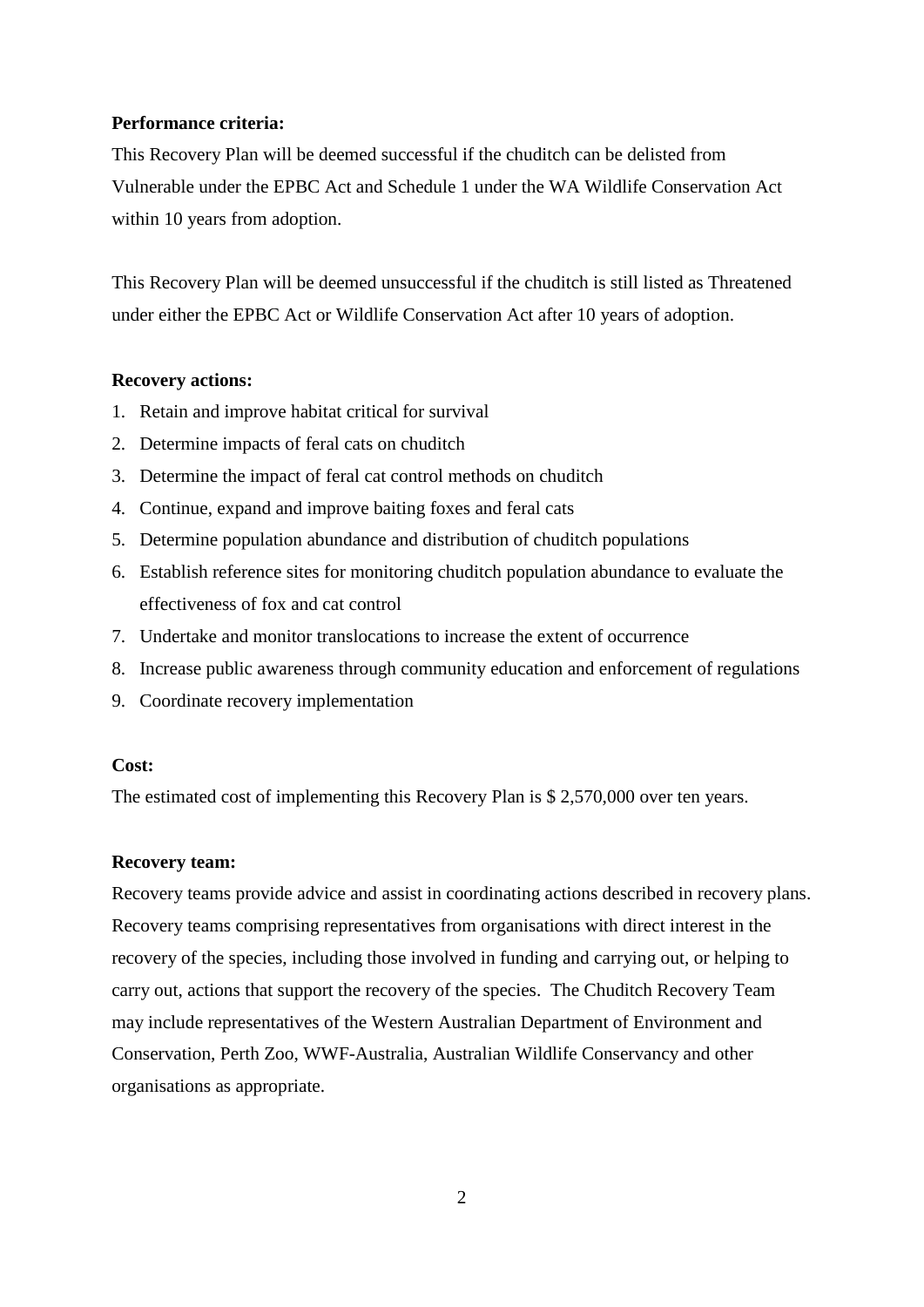**Performance criteria:**

This Recovery Plan will be deemed successful if the chuditch can be delisted from Vulnerable under the EPBC Act and Schedule 1 under the WA Wildlife Conservation Act within 10 years from adoption.

This Recovery Plan will be deemed unsuccessful if the chuditch is still listed as Threatened under either the EPBC Act or Wildlife Conservation Act after 10 years of adoption.

**Recovery actions:**

1. Retain and improve habitat critical for survival
2. Determine impacts of feral cats on chuditch
3. Determine the impact of feral cat control methods on chuditch
4. Continue, expand and improve baiting foxes and feral cats
5. Determine population abundance and distribution of chuditch populations
6. Establish reference sites for monitoring chuditch population abundance to evaluate the effectiveness of fox and cat control
7. Undertake and monitor translocations to increase the extent of occurrence
8. Increase public awareness through community education and enforcement of regulations
9. Coordinate recovery implementation

**Cost:**

The estimated cost of implementing this Recovery Plan is $ 2,570,000 over ten years.

**Recovery team:**

Recovery teams provide advice and assist in coordinating actions described in recovery plans. Recovery teams comprising representatives from organisations with direct interest in the recovery of the species, including those involved in funding and carrying out, or helping to carry out, actions that support the recovery of the species. The Chuditch Recovery Team may include representatives of the Western Australian Department of Environment and Conservation, Perth Zoo, WWF-Australia, Australian Wildlife Conservancy and other organisations as appropriate.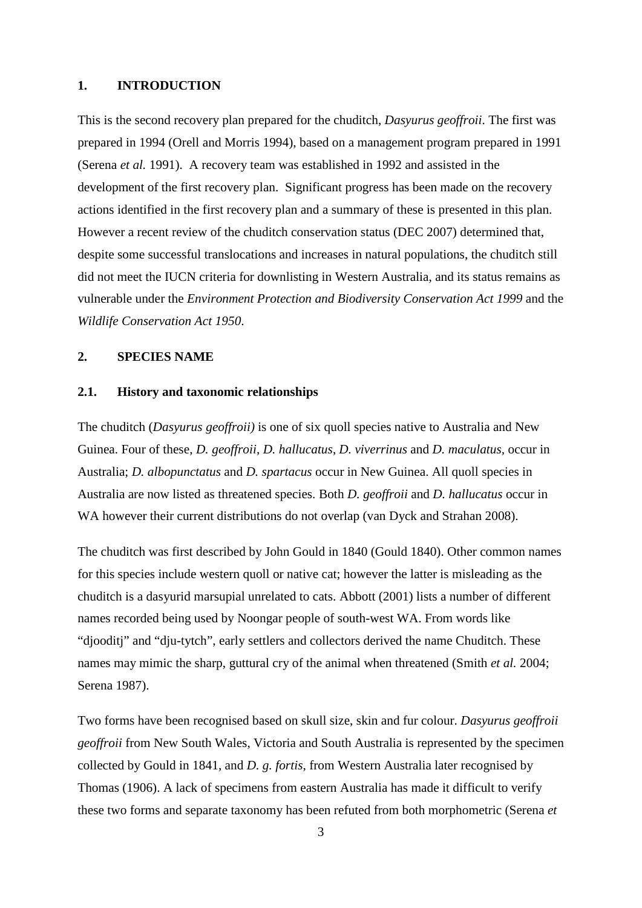## 1. INTRODUCTION

This is the second recovery plan prepared for the chuditch, *Dasyurus geoffroii*. The first was prepared in 1994 (Orell and Morris 1994), based on a management program prepared in 1991 (Serena *et al.* 1991). A recovery team was established in 1992 and assisted in the development of the first recovery plan. Significant progress has been made on the recovery actions identified in the first recovery plan and a summary of these is presented in this plan. However a recent review of the chuditch conservation status (DEC 2007) determined that, despite some successful translocations and increases in natural populations, the chuditch still did not meet the IUCN criteria for downlisting in Western Australia, and its status remains as vulnerable under the *Environment Protection and Biodiversity Conservation Act 1999* and the *Wildlife Conservation Act 1950*.

## 2. SPECIES NAME

### 2.1. History and taxonomic relationships

The chuditch (*Dasyurus geoffroii)* is one of six quoll species native to Australia and New Guinea. Four of these, *D. geoffroii*, *D. hallucatus*, *D. viverrinus* and *D. maculatus*, occur in Australia; *D. albopunctatus* and *D. spartacus* occur in New Guinea. All quoll species in Australia are now listed as threatened species. Both *D. geoffroii* and *D. hallucatus* occur in WA however their current distributions do not overlap (van Dyck and Strahan 2008).

The chuditch was first described by John Gould in 1840 (Gould 1840). Other common names for this species include western quoll or native cat; however the latter is misleading as the chuditch is a dasyurid marsupial unrelated to cats. Abbott (2001) lists a number of different names recorded being used by Noongar people of south-west WA. From words like "djooditj" and "dju-tytch", early settlers and collectors derived the name Chuditch. These names may mimic the sharp, guttural cry of the animal when threatened (Smith *et al.* 2004; Serena 1987).

Two forms have been recognised based on skull size, skin and fur colour. *Dasyurus geoffroii geoffroii* from New South Wales, Victoria and South Australia is represented by the specimen collected by Gould in 1841, and *D. g. fortis,* from Western Australia later recognised by Thomas (1906). A lack of specimens from eastern Australia has made it difficult to verify these two forms and separate taxonomy has been refuted from both morphometric (Serena *et*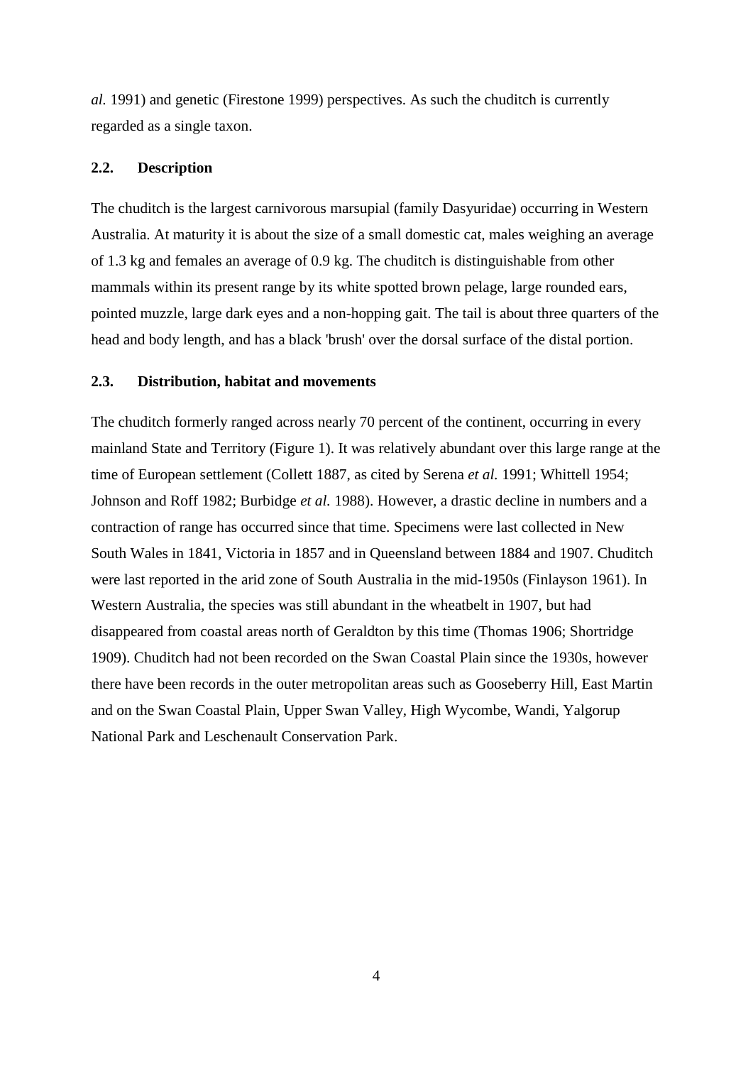*al.* 1991) and genetic (Firestone 1999) perspectives. As such the chuditch is currently regarded as a single taxon.

### 2.2. Description

The chuditch is the largest carnivorous marsupial (family Dasyuridae) occurring in Western Australia. At maturity it is about the size of a small domestic cat, males weighing an average of 1.3 kg and females an average of 0.9 kg. The chuditch is distinguishable from other mammals within its present range by its white spotted brown pelage, large rounded ears, pointed muzzle, large dark eyes and a non-hopping gait. The tail is about three quarters of the head and body length, and has a black 'brush' over the dorsal surface of the distal portion.

### 2.3. Distribution, habitat and movements

The chuditch formerly ranged across nearly 70 percent of the continent, occurring in every mainland State and Territory (Figure 1). It was relatively abundant over this large range at the time of European settlement (Collett 1887, as cited by Serena *et al.* 1991; Whittell 1954; Johnson and Roff 1982; Burbidge *et al.* 1988). However, a drastic decline in numbers and a contraction of range has occurred since that time. Specimens were last collected in New South Wales in 1841, Victoria in 1857 and in Queensland between 1884 and 1907. Chuditch were last reported in the arid zone of South Australia in the mid-1950s (Finlayson 1961). In Western Australia, the species was still abundant in the wheatbelt in 1907, but had disappeared from coastal areas north of Geraldton by this time (Thomas 1906; Shortridge 1909). Chuditch had not been recorded on the Swan Coastal Plain since the 1930s, however there have been records in the outer metropolitan areas such as Gooseberry Hill, East Martin and on the Swan Coastal Plain, Upper Swan Valley, High Wycombe, Wandi, Yalgorup National Park and Leschenault Conservation Park.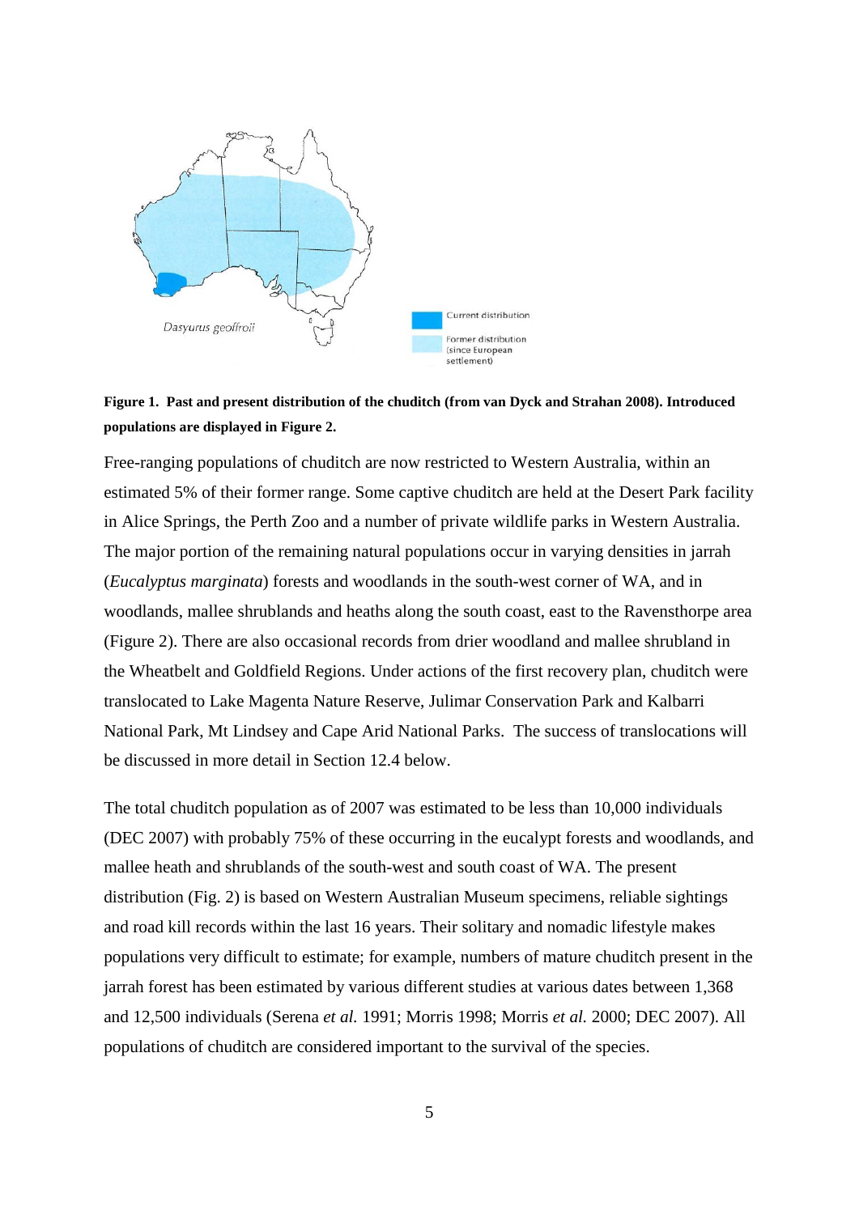**Figure 1. Past and present distribution of the chuditch (from van Dyck and Strahan 2008). Introduced populations are displayed in Figure 2.**

Free-ranging populations of chuditch are now restricted to Western Australia, within an estimated 5% of their former range. Some captive chuditch are held at the Desert Park facility in Alice Springs, the Perth Zoo and a number of private wildlife parks in Western Australia. The major portion of the remaining natural populations occur in varying densities in jarrah (*Eucalyptus marginata*) forests and woodlands in the south-west corner of WA, and in woodlands, mallee shrublands and heaths along the south coast, east to the Ravensthorpe area (Figure 2). There are also occasional records from drier woodland and mallee shrubland in the Wheatbelt and Goldfield Regions. Under actions of the first recovery plan, chuditch were translocated to Lake Magenta Nature Reserve, Julimar Conservation Park and Kalbarri National Park, Mt Lindsey and Cape Arid National Parks. The success of translocations will be discussed in more detail in Section 12.4 below.

The total chuditch population as of 2007 was estimated to be less than 10,000 individuals (DEC 2007) with probably 75% of these occurring in the eucalypt forests and woodlands, and mallee heath and shrublands of the south-west and south coast of WA. The present distribution (Fig. 2) is based on Western Australian Museum specimens, reliable sightings and road kill records within the last 16 years. Their solitary and nomadic lifestyle makes populations very difficult to estimate; for example, numbers of mature chuditch present in the jarrah forest has been estimated by various different studies at various dates between 1,368 and 12,500 individuals (Serena *et al.* 1991; Morris 1998; Morris *et al.* 2000; DEC 2007). All populations of chuditch are considered important to the survival of the species.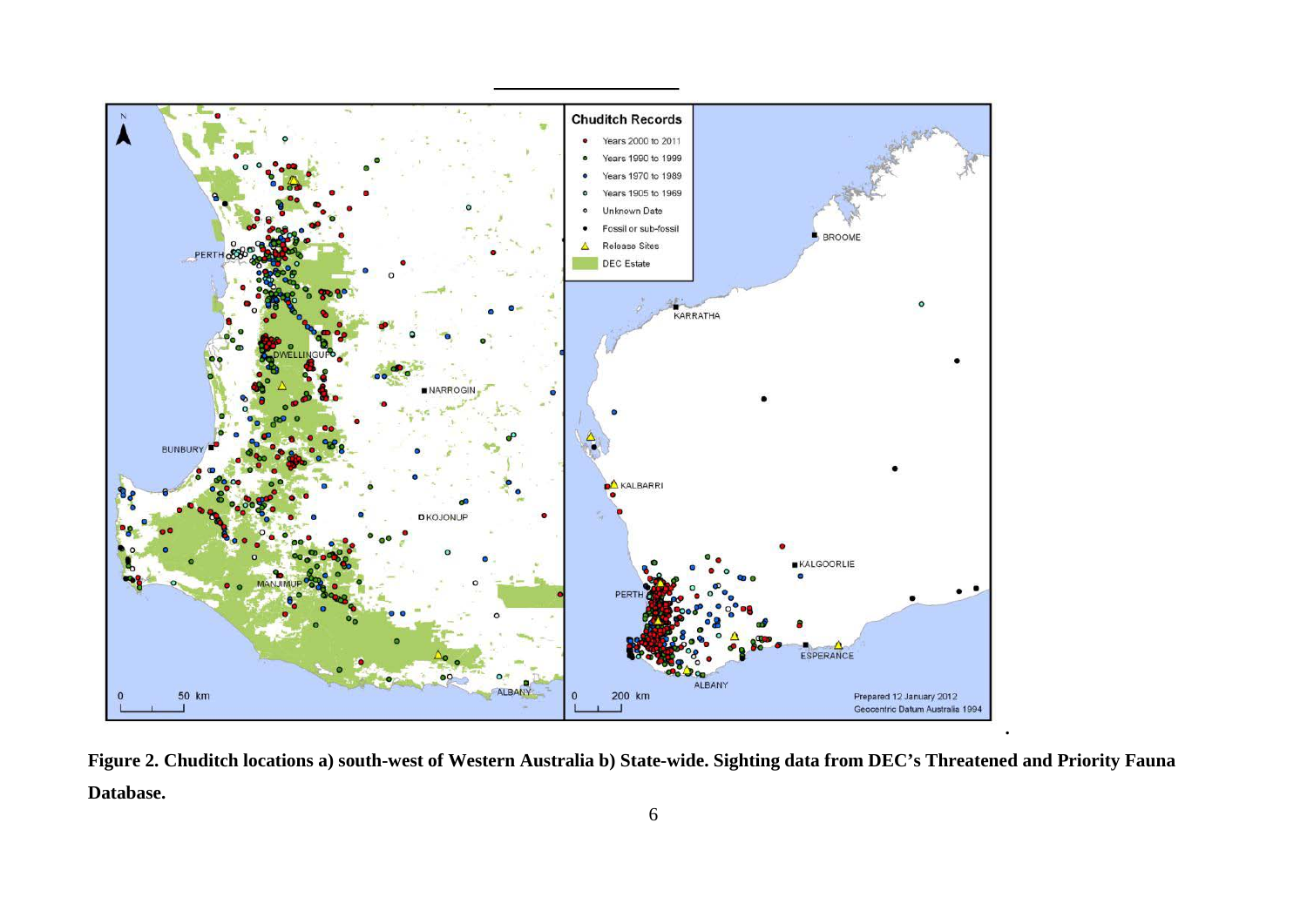**Figure 2. Chuditch locations a) south-west of Western Australia b) State-wide. Sighting data from DEC's Threatened and Priority Fauna Database.**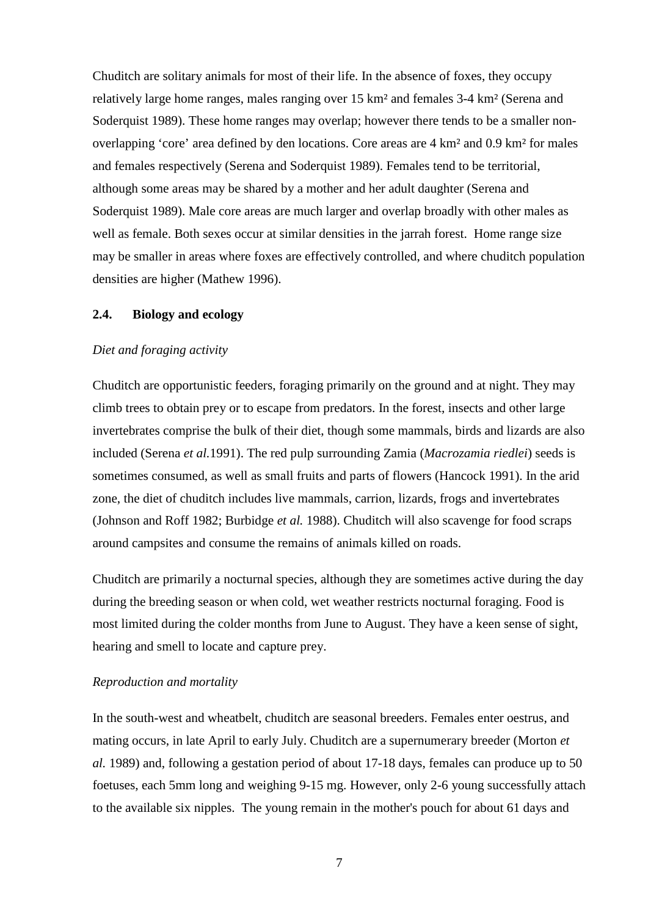Chuditch are solitary animals for most of their life. In the absence of foxes, they occupy relatively large home ranges, males ranging over 15 km² and females 3-4 km² (Serena and Soderquist 1989). These home ranges may overlap; however there tends to be a smaller non-overlapping 'core' area defined by den locations. Core areas are 4 km² and 0.9 km² for males and females respectively (Serena and Soderquist 1989). Females tend to be territorial, although some areas may be shared by a mother and her adult daughter (Serena and Soderquist 1989). Male core areas are much larger and overlap broadly with other males as well as female. Both sexes occur at similar densities in the jarrah forest. Home range size may be smaller in areas where foxes are effectively controlled, and where chuditch population densities are higher (Mathew 1996).

### 2.4. Biology and ecology

*Diet and foraging activity*

Chuditch are opportunistic feeders, foraging primarily on the ground and at night. They may climb trees to obtain prey or to escape from predators. In the forest, insects and other large invertebrates comprise the bulk of their diet, though some mammals, birds and lizards are also included (Serena *et al.*1991). The red pulp surrounding Zamia (*Macrozamia riedlei*) seeds is sometimes consumed, as well as small fruits and parts of flowers (Hancock 1991). In the arid zone, the diet of chuditch includes live mammals, carrion, lizards, frogs and invertebrates (Johnson and Roff 1982; Burbidge *et al.* 1988). Chuditch will also scavenge for food scraps around campsites and consume the remains of animals killed on roads.

Chuditch are primarily a nocturnal species, although they are sometimes active during the day during the breeding season or when cold, wet weather restricts nocturnal foraging. Food is most limited during the colder months from June to August. They have a keen sense of sight, hearing and smell to locate and capture prey.

*Reproduction and mortality*

In the south-west and wheatbelt, chuditch are seasonal breeders. Females enter oestrus, and mating occurs, in late April to early July. Chuditch are a supernumerary breeder (Morton *et al.* 1989) and, following a gestation period of about 17-18 days, females can produce up to 50 foetuses, each 5mm long and weighing 9-15 mg. However, only 2-6 young successfully attach to the available six nipples. The young remain in the mother's pouch for about 61 days and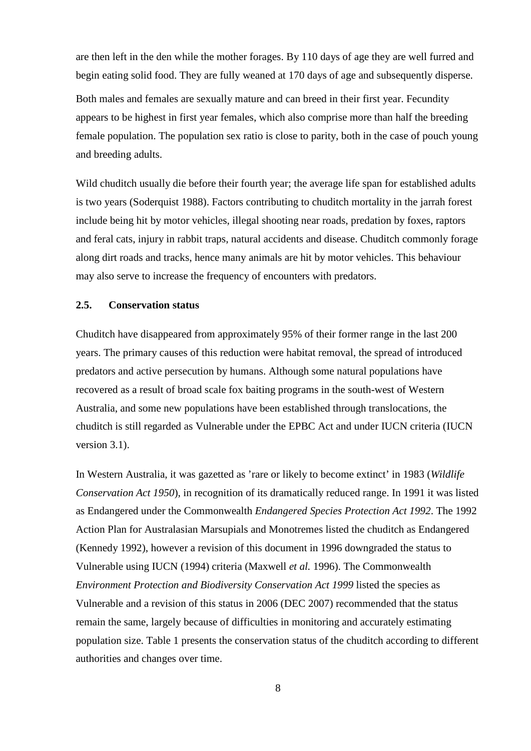are then left in the den while the mother forages. By 110 days of age they are well furred and begin eating solid food. They are fully weaned at 170 days of age and subsequently disperse.

Both males and females are sexually mature and can breed in their first year. Fecundity appears to be highest in first year females, which also comprise more than half the breeding female population. The population sex ratio is close to parity, both in the case of pouch young and breeding adults.

Wild chuditch usually die before their fourth year; the average life span for established adults is two years (Soderquist 1988). Factors contributing to chuditch mortality in the jarrah forest include being hit by motor vehicles, illegal shooting near roads, predation by foxes, raptors and feral cats, injury in rabbit traps, natural accidents and disease. Chuditch commonly forage along dirt roads and tracks, hence many animals are hit by motor vehicles. This behaviour may also serve to increase the frequency of encounters with predators.

### 2.5. Conservation status

Chuditch have disappeared from approximately 95% of their former range in the last 200 years. The primary causes of this reduction were habitat removal, the spread of introduced predators and active persecution by humans. Although some natural populations have recovered as a result of broad scale fox baiting programs in the south-west of Western Australia, and some new populations have been established through translocations, the chuditch is still regarded as Vulnerable under the EPBC Act and under IUCN criteria (IUCN version 3.1).

In Western Australia, it was gazetted as 'rare or likely to become extinct' in 1983 (*Wildlife Conservation Act 1950*), in recognition of its dramatically reduced range. In 1991 it was listed as Endangered under the Commonwealth *Endangered Species Protection Act 1992*. The 1992 Action Plan for Australasian Marsupials and Monotremes listed the chuditch as Endangered (Kennedy 1992), however a revision of this document in 1996 downgraded the status to Vulnerable using IUCN (1994) criteria (Maxwell *et al.* 1996). The Commonwealth *Environment Protection and Biodiversity Conservation Act 1999* listed the species as Vulnerable and a revision of this status in 2006 (DEC 2007) recommended that the status remain the same, largely because of difficulties in monitoring and accurately estimating population size. Table 1 presents the conservation status of the chuditch according to different authorities and changes over time.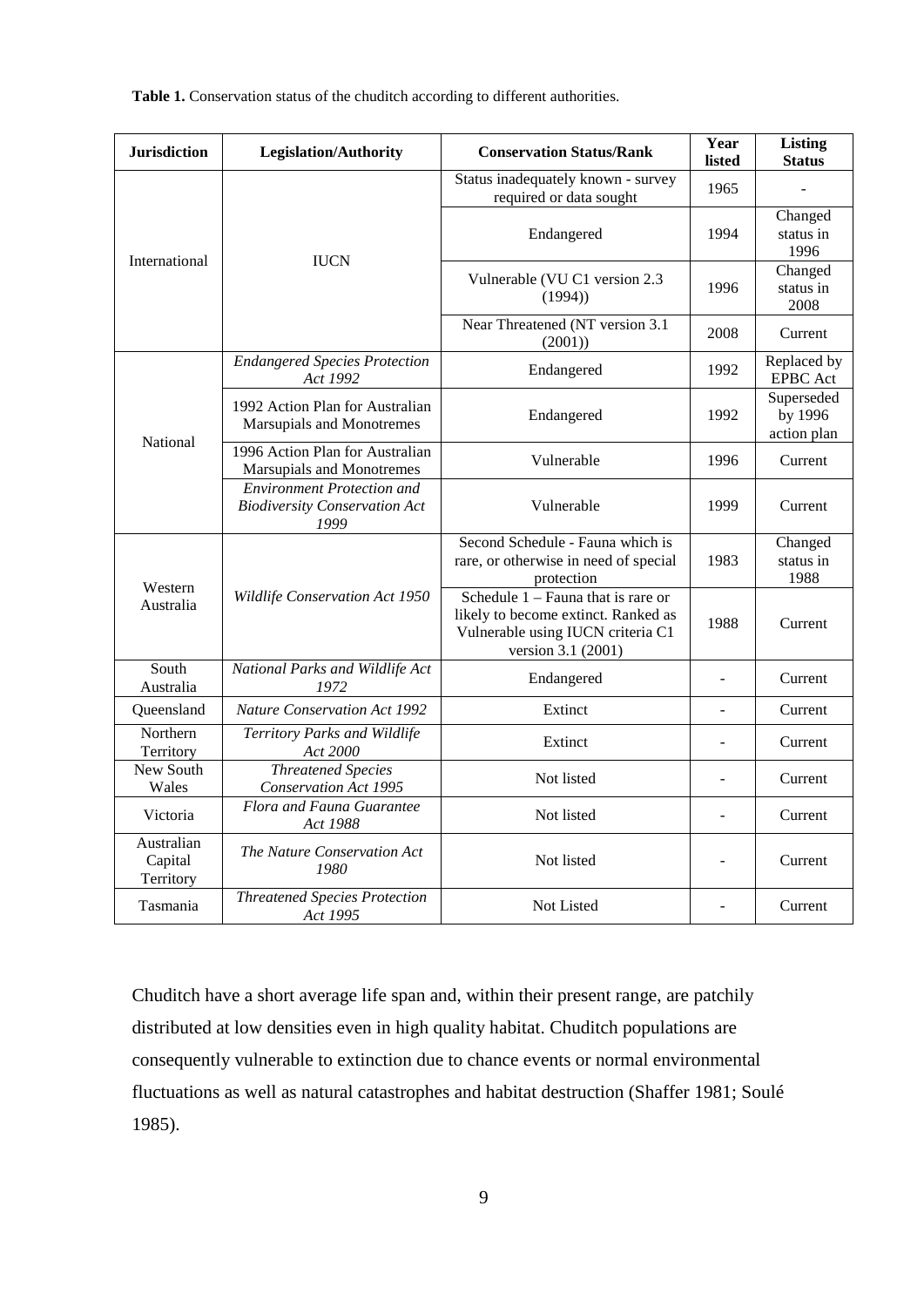**Table 1.** Conservation status of the chuditch according to different authorities.

| Jurisdiction | Legislation/Authority | Conservation Status/Rank | Year listed | Listing Status |
|---|---|---|---|---|
| International | IUCN | Status inadequately known - survey required or data sought | 1965 | - |
| | | Endangered | 1994 | Changed status in 1996 |
| | | Vulnerable (VU C1 version 2.3 (1994)) | 1996 | Changed status in 2008 |
| | | Near Threatened (NT version 3.1 (2001)) | 2008 | Current |
| National | *Endangered Species Protection Act 1992* | Endangered | 1992 | Replaced by EPBC Act |
| | 1992 Action Plan for Australian Marsupials and Monotremes | Endangered | 1992 | Superseded by 1996 action plan |
| | 1996 Action Plan for Australian Marsupials and Monotremes | Vulnerable | 1996 | Current |
| | *Environment Protection and Biodiversity Conservation Act 1999* | Vulnerable | 1999 | Current |
| Western Australia | *Wildlife Conservation Act 1950* | Second Schedule - Fauna which is rare, or otherwise in need of special protection | 1983 | Changed status in 1988 |
| | | Schedule 1 – Fauna that is rare or likely to become extinct. Ranked as Vulnerable using IUCN criteria C1 version 3.1 (2001) | 1988 | Current |
| South Australia | *National Parks and Wildlife Act 1972* | Endangered | - | Current |
| Queensland | *Nature Conservation Act 1992* | Extinct | - | Current |
| Northern Territory | *Territory Parks and Wildlife Act 2000* | Extinct | - | Current |
| New South Wales | *Threatened Species Conservation Act 1995* | Not listed | - | Current |
| Victoria | *Flora and Fauna Guarantee Act 1988* | Not listed | - | Current |
| Australian Capital Territory | *The Nature Conservation Act 1980* | Not listed | - | Current |
| Tasmania | *Threatened Species Protection Act 1995* | Not Listed | - | Current |

Chuditch have a short average life span and, within their present range, are patchily distributed at low densities even in high quality habitat. Chuditch populations are consequently vulnerable to extinction due to chance events or normal environmental fluctuations as well as natural catastrophes and habitat destruction (Shaffer 1981; Soulé 1985).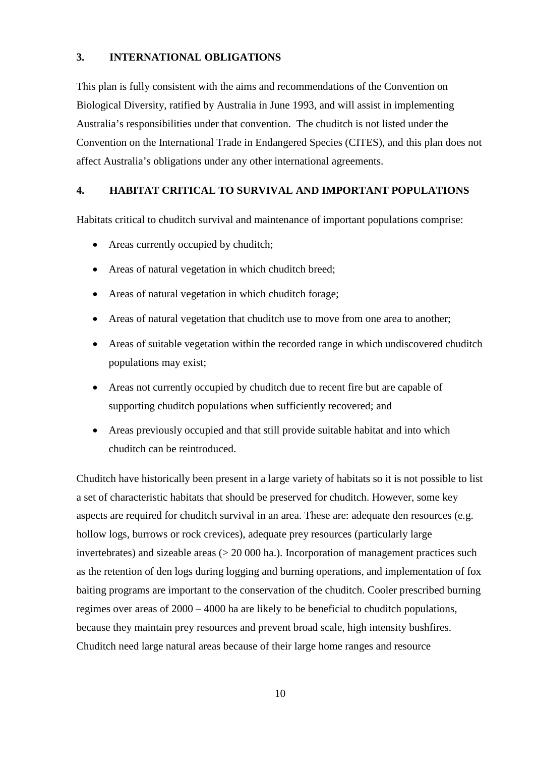## 3. INTERNATIONAL OBLIGATIONS

This plan is fully consistent with the aims and recommendations of the Convention on Biological Diversity, ratified by Australia in June 1993, and will assist in implementing Australia's responsibilities under that convention. The chuditch is not listed under the Convention on the International Trade in Endangered Species (CITES), and this plan does not affect Australia's obligations under any other international agreements.

## 4. HABITAT CRITICAL TO SURVIVAL AND IMPORTANT POPULATIONS

Habitats critical to chuditch survival and maintenance of important populations comprise:

- Areas currently occupied by chuditch;
- Areas of natural vegetation in which chuditch breed;
- Areas of natural vegetation in which chuditch forage;
- Areas of natural vegetation that chuditch use to move from one area to another;
- Areas of suitable vegetation within the recorded range in which undiscovered chuditch populations may exist;
- Areas not currently occupied by chuditch due to recent fire but are capable of supporting chuditch populations when sufficiently recovered; and
- Areas previously occupied and that still provide suitable habitat and into which chuditch can be reintroduced.

Chuditch have historically been present in a large variety of habitats so it is not possible to list a set of characteristic habitats that should be preserved for chuditch. However, some key aspects are required for chuditch survival in an area. These are: adequate den resources (e.g. hollow logs, burrows or rock crevices), adequate prey resources (particularly large invertebrates) and sizeable areas (> 20 000 ha.). Incorporation of management practices such as the retention of den logs during logging and burning operations, and implementation of fox baiting programs are important to the conservation of the chuditch. Cooler prescribed burning regimes over areas of 2000 – 4000 ha are likely to be beneficial to chuditch populations, because they maintain prey resources and prevent broad scale, high intensity bushfires. Chuditch need large natural areas because of their large home ranges and resource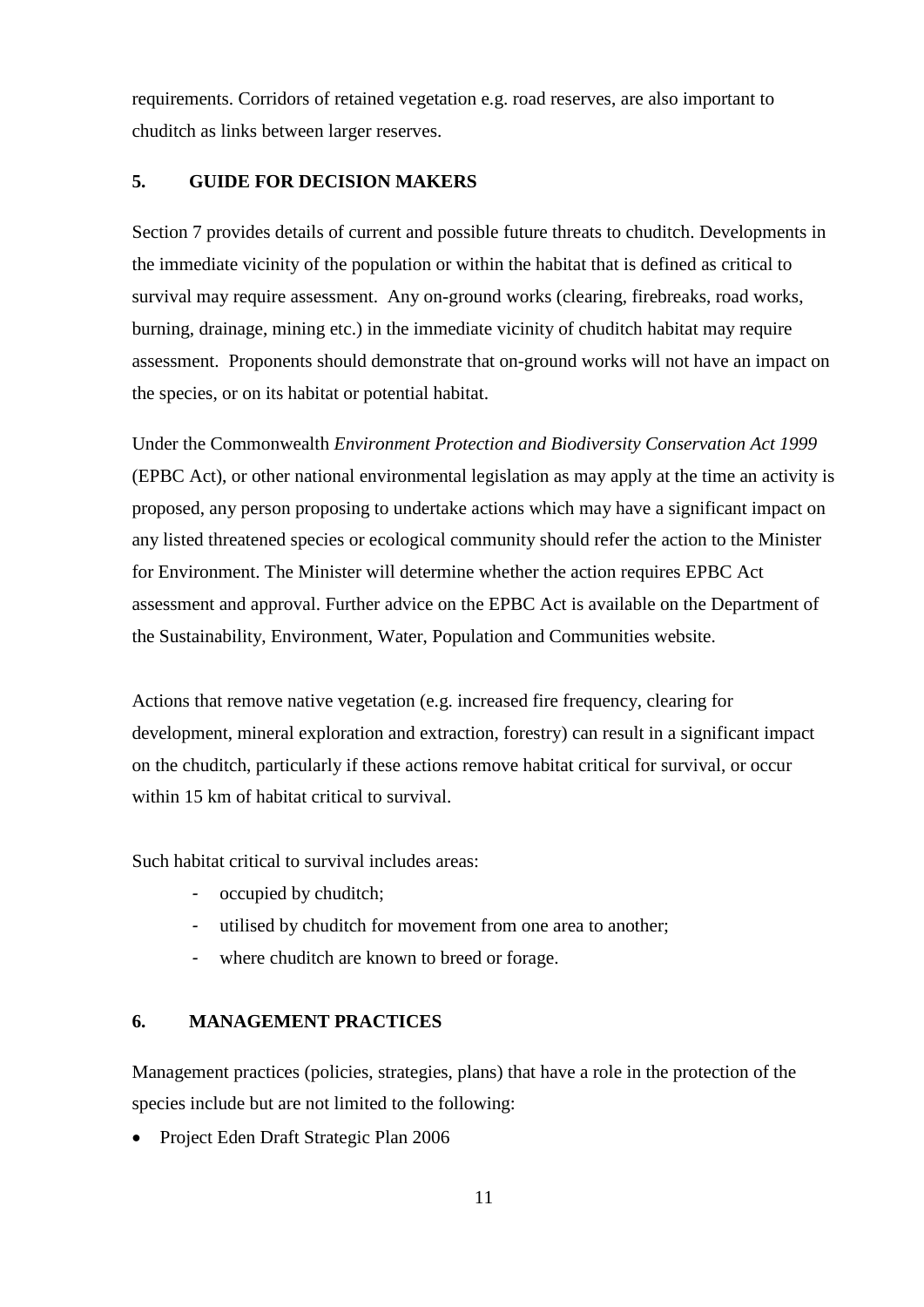requirements. Corridors of retained vegetation e.g. road reserves, are also important to chuditch as links between larger reserves.

## 5. GUIDE FOR DECISION MAKERS

Section 7 provides details of current and possible future threats to chuditch. Developments in the immediate vicinity of the population or within the habitat that is defined as critical to survival may require assessment. Any on-ground works (clearing, firebreaks, road works, burning, drainage, mining etc.) in the immediate vicinity of chuditch habitat may require assessment. Proponents should demonstrate that on-ground works will not have an impact on the species, or on its habitat or potential habitat.

Under the Commonwealth *Environment Protection and Biodiversity Conservation Act 1999* (EPBC Act), or other national environmental legislation as may apply at the time an activity is proposed, any person proposing to undertake actions which may have a significant impact on any listed threatened species or ecological community should refer the action to the Minister for Environment. The Minister will determine whether the action requires EPBC Act assessment and approval. Further advice on the EPBC Act is available on the Department of the Sustainability, Environment, Water, Population and Communities website.

Actions that remove native vegetation (e.g. increased fire frequency, clearing for development, mineral exploration and extraction, forestry) can result in a significant impact on the chuditch, particularly if these actions remove habitat critical for survival, or occur within 15 km of habitat critical to survival.

Such habitat critical to survival includes areas:

- occupied by chuditch;
- utilised by chuditch for movement from one area to another;
- where chuditch are known to breed or forage.

## 6. MANAGEMENT PRACTICES

Management practices (policies, strategies, plans) that have a role in the protection of the species include but are not limited to the following:

- Project Eden Draft Strategic Plan 2006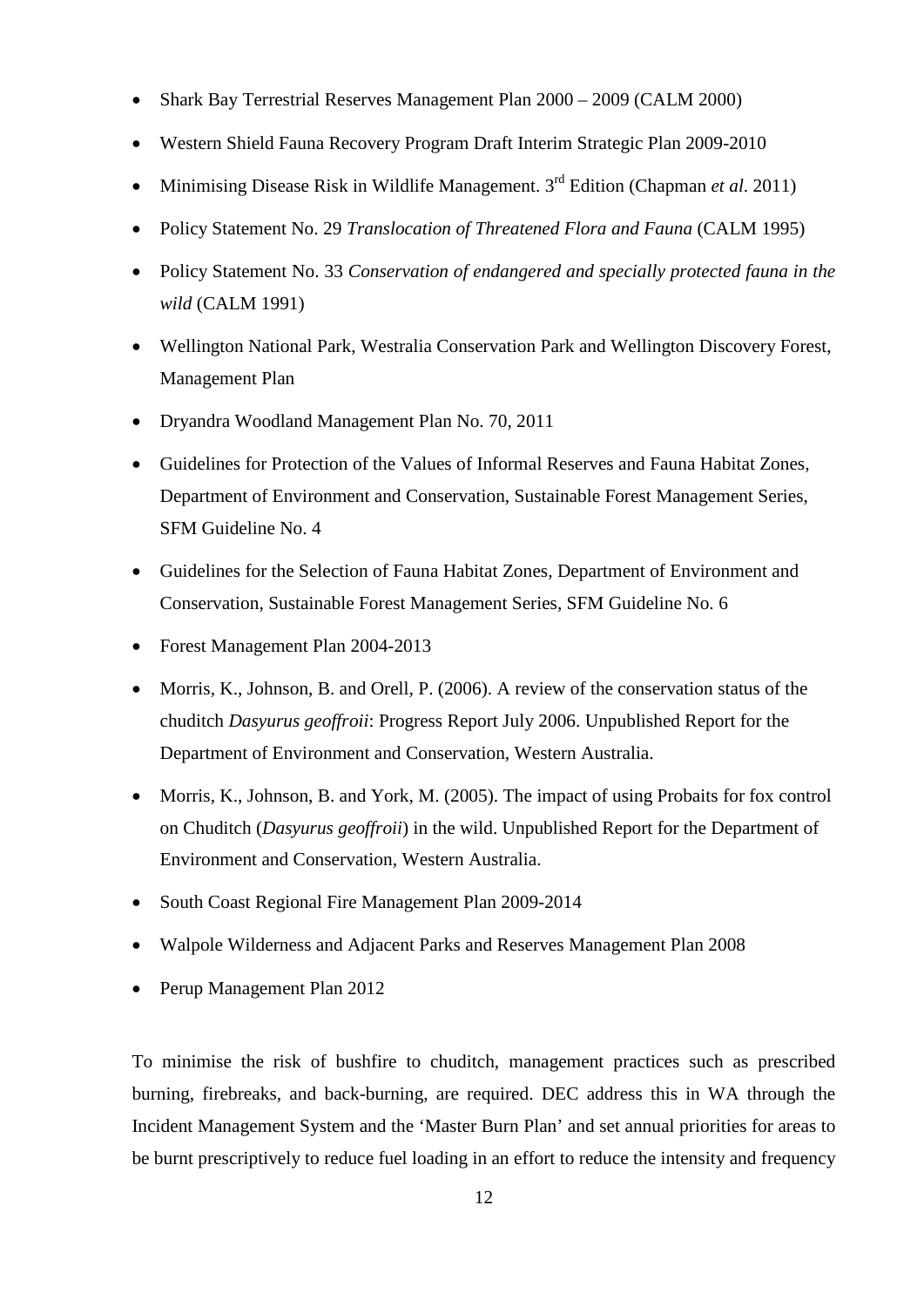- Shark Bay Terrestrial Reserves Management Plan 2000 – 2009 (CALM 2000)
- Western Shield Fauna Recovery Program Draft Interim Strategic Plan 2009-2010
- Minimising Disease Risk in Wildlife Management. 3rd Edition (Chapman *et al*. 2011)
- Policy Statement No. 29 *Translocation of Threatened Flora and Fauna* (CALM 1995)
- Policy Statement No. 33 *Conservation of endangered and specially protected fauna in the wild* (CALM 1991)
- Wellington National Park, Westralia Conservation Park and Wellington Discovery Forest, Management Plan
- Dryandra Woodland Management Plan No. 70, 2011
- Guidelines for Protection of the Values of Informal Reserves and Fauna Habitat Zones, Department of Environment and Conservation, Sustainable Forest Management Series, SFM Guideline No. 4
- Guidelines for the Selection of Fauna Habitat Zones, Department of Environment and Conservation, Sustainable Forest Management Series, SFM Guideline No. 6
- Forest Management Plan 2004-2013
- Morris, K., Johnson, B. and Orell, P. (2006). A review of the conservation status of the chuditch *Dasyurus geoffroii*: Progress Report July 2006. Unpublished Report for the Department of Environment and Conservation, Western Australia.
- Morris, K., Johnson, B. and York, M. (2005). The impact of using Probaits for fox control on Chuditch (*Dasyurus geoffroii*) in the wild. Unpublished Report for the Department of Environment and Conservation, Western Australia.
- South Coast Regional Fire Management Plan 2009-2014
- Walpole Wilderness and Adjacent Parks and Reserves Management Plan 2008
- Perup Management Plan 2012

To minimise the risk of bushfire to chuditch, management practices such as prescribed burning, firebreaks, and back-burning, are required. DEC address this in WA through the Incident Management System and the 'Master Burn Plan' and set annual priorities for areas to be burnt prescriptively to reduce fuel loading in an effort to reduce the intensity and frequency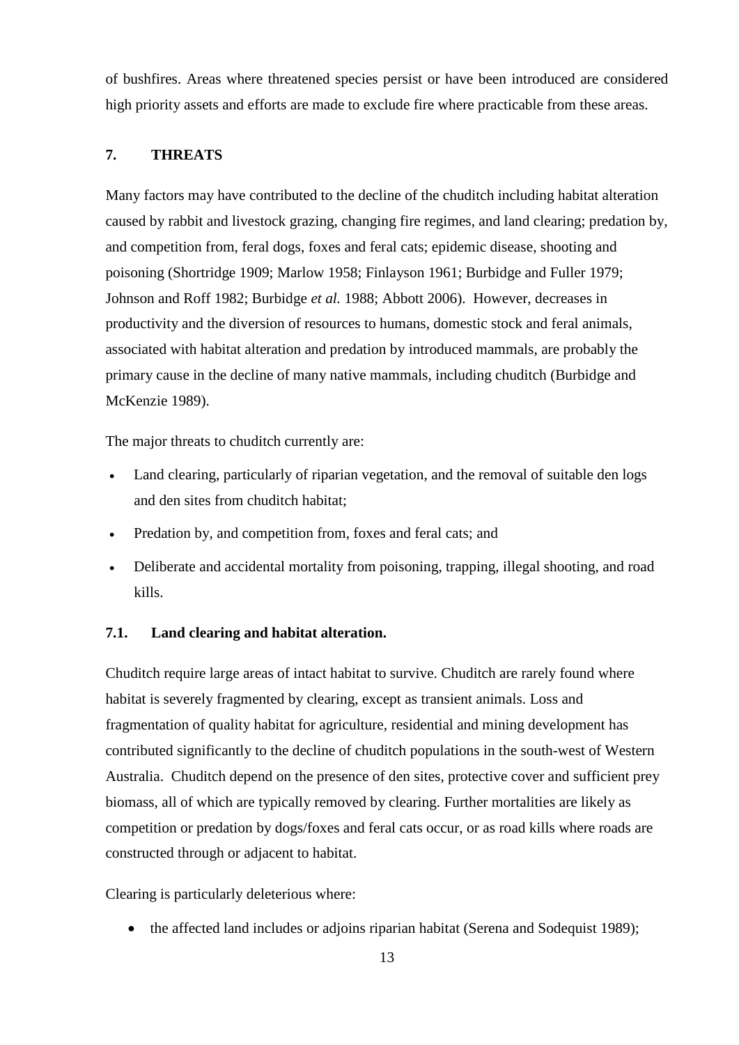of bushfires. Areas where threatened species persist or have been introduced are considered high priority assets and efforts are made to exclude fire where practicable from these areas.

## 7. THREATS

Many factors may have contributed to the decline of the chuditch including habitat alteration caused by rabbit and livestock grazing, changing fire regimes, and land clearing; predation by, and competition from, feral dogs, foxes and feral cats; epidemic disease, shooting and poisoning (Shortridge 1909; Marlow 1958; Finlayson 1961; Burbidge and Fuller 1979; Johnson and Roff 1982; Burbidge *et al.* 1988; Abbott 2006). However, decreases in productivity and the diversion of resources to humans, domestic stock and feral animals, associated with habitat alteration and predation by introduced mammals, are probably the primary cause in the decline of many native mammals, including chuditch (Burbidge and McKenzie 1989).

The major threats to chuditch currently are:

- Land clearing, particularly of riparian vegetation, and the removal of suitable den logs and den sites from chuditch habitat;
- Predation by, and competition from, foxes and feral cats; and
- Deliberate and accidental mortality from poisoning, trapping, illegal shooting, and road kills.

### 7.1. Land clearing and habitat alteration.

Chuditch require large areas of intact habitat to survive. Chuditch are rarely found where habitat is severely fragmented by clearing, except as transient animals. Loss and fragmentation of quality habitat for agriculture, residential and mining development has contributed significantly to the decline of chuditch populations in the south-west of Western Australia. Chuditch depend on the presence of den sites, protective cover and sufficient prey biomass, all of which are typically removed by clearing. Further mortalities are likely as competition or predation by dogs/foxes and feral cats occur, or as road kills where roads are constructed through or adjacent to habitat.

Clearing is particularly deleterious where:

- the affected land includes or adjoins riparian habitat (Serena and Sodequist 1989);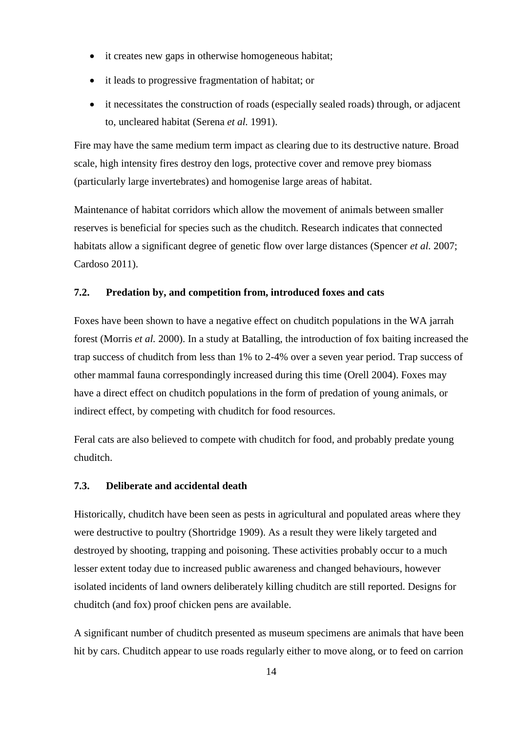- it creates new gaps in otherwise homogeneous habitat;
- it leads to progressive fragmentation of habitat; or
- it necessitates the construction of roads (especially sealed roads) through, or adjacent to, uncleared habitat (Serena *et al.* 1991).

Fire may have the same medium term impact as clearing due to its destructive nature. Broad scale, high intensity fires destroy den logs, protective cover and remove prey biomass (particularly large invertebrates) and homogenise large areas of habitat.

Maintenance of habitat corridors which allow the movement of animals between smaller reserves is beneficial for species such as the chuditch. Research indicates that connected habitats allow a significant degree of genetic flow over large distances (Spencer *et al.* 2007; Cardoso 2011).

### 7.2. Predation by, and competition from, introduced foxes and cats

Foxes have been shown to have a negative effect on chuditch populations in the WA jarrah forest (Morris *et al.* 2000). In a study at Batalling, the introduction of fox baiting increased the trap success of chuditch from less than 1% to 2-4% over a seven year period. Trap success of other mammal fauna correspondingly increased during this time (Orell 2004). Foxes may have a direct effect on chuditch populations in the form of predation of young animals, or indirect effect, by competing with chuditch for food resources.

Feral cats are also believed to compete with chuditch for food, and probably predate young chuditch.

### 7.3. Deliberate and accidental death

Historically, chuditch have been seen as pests in agricultural and populated areas where they were destructive to poultry (Shortridge 1909). As a result they were likely targeted and destroyed by shooting, trapping and poisoning. These activities probably occur to a much lesser extent today due to increased public awareness and changed behaviours, however isolated incidents of land owners deliberately killing chuditch are still reported. Designs for chuditch (and fox) proof chicken pens are available.

A significant number of chuditch presented as museum specimens are animals that have been hit by cars. Chuditch appear to use roads regularly either to move along, or to feed on carrion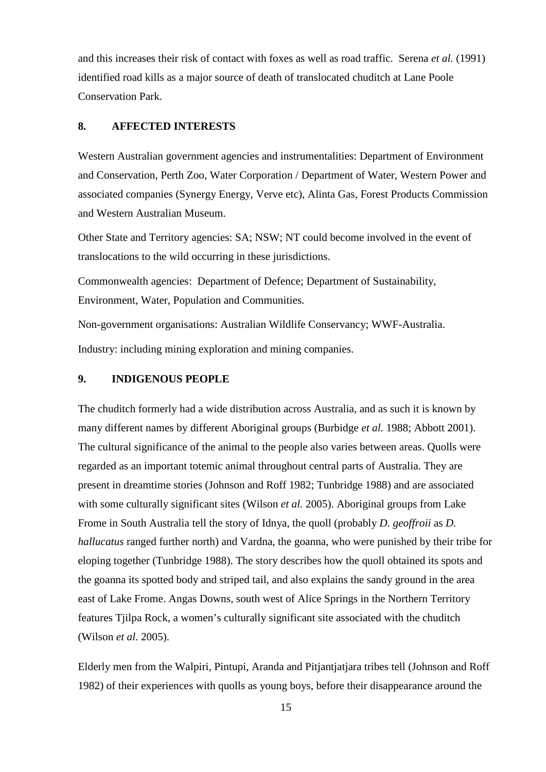and this increases their risk of contact with foxes as well as road traffic. Serena *et al.* (1991) identified road kills as a major source of death of translocated chuditch at Lane Poole Conservation Park.

## 8. AFFECTED INTERESTS

Western Australian government agencies and instrumentalities: Department of Environment and Conservation, Perth Zoo, Water Corporation / Department of Water, Western Power and associated companies (Synergy Energy, Verve etc), Alinta Gas, Forest Products Commission and Western Australian Museum.

Other State and Territory agencies: SA; NSW; NT could become involved in the event of translocations to the wild occurring in these jurisdictions.

Commonwealth agencies: Department of Defence; Department of Sustainability, Environment, Water, Population and Communities.

Non-government organisations: Australian Wildlife Conservancy; WWF-Australia.

Industry: including mining exploration and mining companies.

## 9. INDIGENOUS PEOPLE

The chuditch formerly had a wide distribution across Australia, and as such it is known by many different names by different Aboriginal groups (Burbidge *et al.* 1988; Abbott 2001). The cultural significance of the animal to the people also varies between areas. Quolls were regarded as an important totemic animal throughout central parts of Australia. They are present in dreamtime stories (Johnson and Roff 1982; Tunbridge 1988) and are associated with some culturally significant sites (Wilson *et al.* 2005). Aboriginal groups from Lake Frome in South Australia tell the story of Idnya, the quoll (probably *D. geoffroii* as *D. hallucatus* ranged further north) and Vardna, the goanna, who were punished by their tribe for eloping together (Tunbridge 1988). The story describes how the quoll obtained its spots and the goanna its spotted body and striped tail, and also explains the sandy ground in the area east of Lake Frome. Angas Downs, south west of Alice Springs in the Northern Territory features Tjilpa Rock, a women's culturally significant site associated with the chuditch (Wilson *et al.* 2005).

Elderly men from the Walpiri, Pintupi, Aranda and Pitjantjatjara tribes tell (Johnson and Roff 1982) of their experiences with quolls as young boys, before their disappearance around the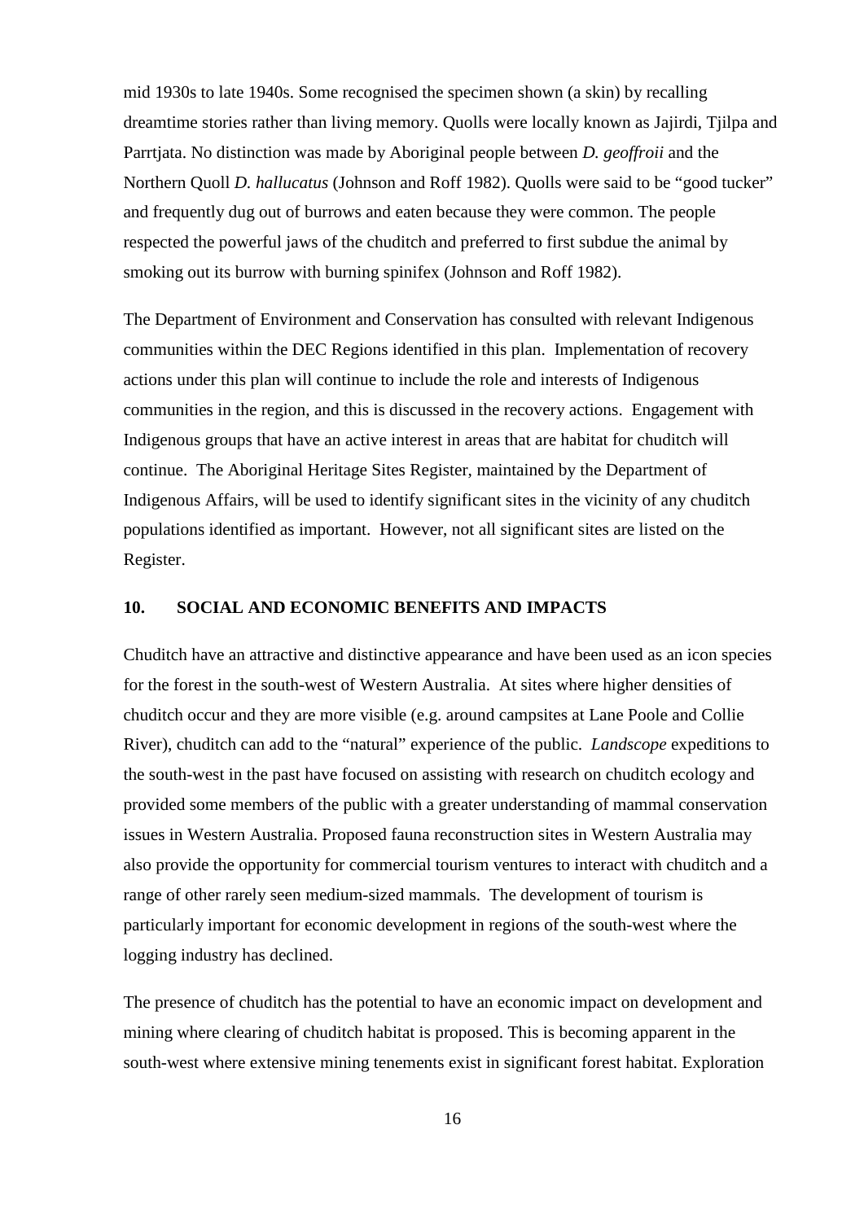mid 1930s to late 1940s. Some recognised the specimen shown (a skin) by recalling dreamtime stories rather than living memory. Quolls were locally known as Jajirdi, Tjilpa and Parrtjata. No distinction was made by Aboriginal people between *D. geoffroii* and the Northern Quoll *D. hallucatus* (Johnson and Roff 1982). Quolls were said to be "good tucker" and frequently dug out of burrows and eaten because they were common. The people respected the powerful jaws of the chuditch and preferred to first subdue the animal by smoking out its burrow with burning spinifex (Johnson and Roff 1982).

The Department of Environment and Conservation has consulted with relevant Indigenous communities within the DEC Regions identified in this plan. Implementation of recovery actions under this plan will continue to include the role and interests of Indigenous communities in the region, and this is discussed in the recovery actions. Engagement with Indigenous groups that have an active interest in areas that are habitat for chuditch will continue. The Aboriginal Heritage Sites Register, maintained by the Department of Indigenous Affairs, will be used to identify significant sites in the vicinity of any chuditch populations identified as important. However, not all significant sites are listed on the Register.

## 10. SOCIAL AND ECONOMIC BENEFITS AND IMPACTS

Chuditch have an attractive and distinctive appearance and have been used as an icon species for the forest in the south-west of Western Australia. At sites where higher densities of chuditch occur and they are more visible (e.g. around campsites at Lane Poole and Collie River), chuditch can add to the "natural" experience of the public. *Landscope* expeditions to the south-west in the past have focused on assisting with research on chuditch ecology and provided some members of the public with a greater understanding of mammal conservation issues in Western Australia. Proposed fauna reconstruction sites in Western Australia may also provide the opportunity for commercial tourism ventures to interact with chuditch and a range of other rarely seen medium-sized mammals. The development of tourism is particularly important for economic development in regions of the south-west where the logging industry has declined.

The presence of chuditch has the potential to have an economic impact on development and mining where clearing of chuditch habitat is proposed. This is becoming apparent in the south-west where extensive mining tenements exist in significant forest habitat. Exploration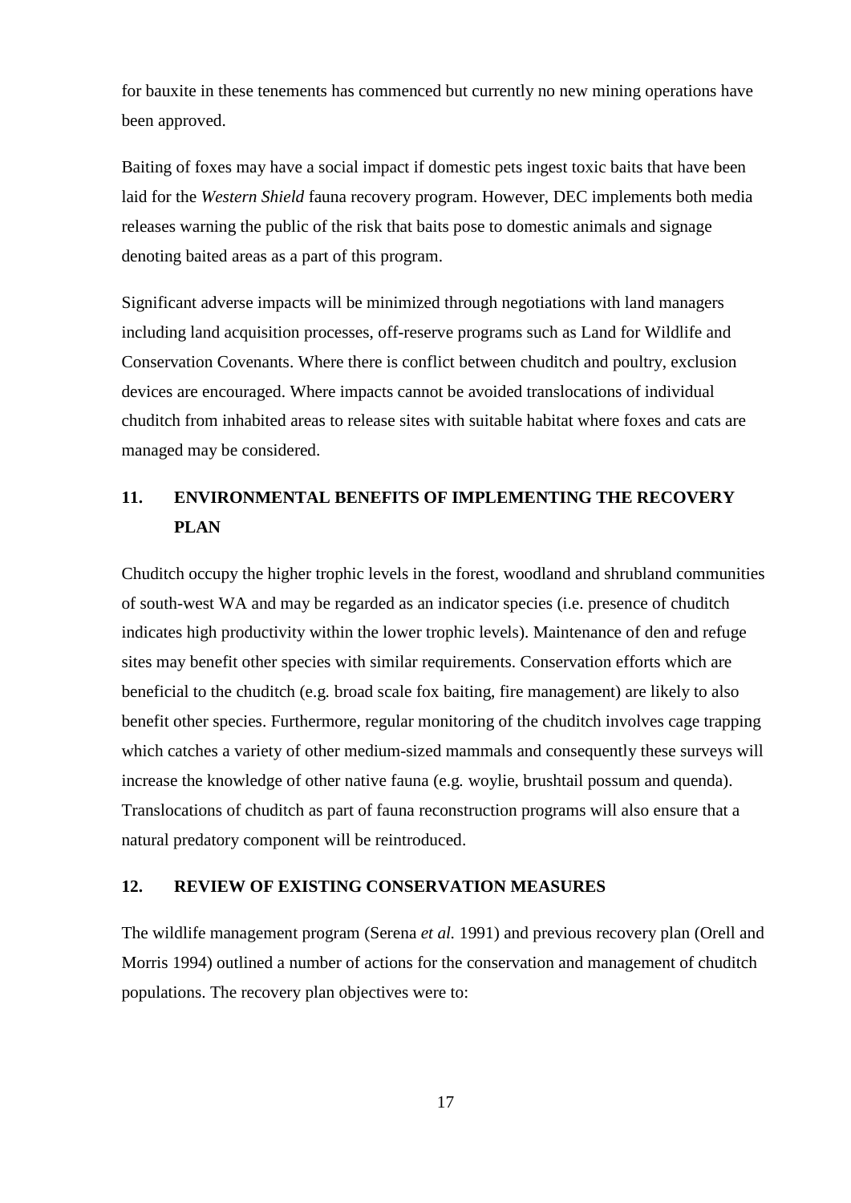for bauxite in these tenements has commenced but currently no new mining operations have been approved.

Baiting of foxes may have a social impact if domestic pets ingest toxic baits that have been laid for the *Western Shield* fauna recovery program. However, DEC implements both media releases warning the public of the risk that baits pose to domestic animals and signage denoting baited areas as a part of this program.

Significant adverse impacts will be minimized through negotiations with land managers including land acquisition processes, off-reserve programs such as Land for Wildlife and Conservation Covenants. Where there is conflict between chuditch and poultry, exclusion devices are encouraged. Where impacts cannot be avoided translocations of individual chuditch from inhabited areas to release sites with suitable habitat where foxes and cats are managed may be considered.

## 11. ENVIRONMENTAL BENEFITS OF IMPLEMENTING THE RECOVERY PLAN

Chuditch occupy the higher trophic levels in the forest, woodland and shrubland communities of south-west WA and may be regarded as an indicator species (i.e. presence of chuditch indicates high productivity within the lower trophic levels). Maintenance of den and refuge sites may benefit other species with similar requirements. Conservation efforts which are beneficial to the chuditch (e.g. broad scale fox baiting, fire management) are likely to also benefit other species. Furthermore, regular monitoring of the chuditch involves cage trapping which catches a variety of other medium-sized mammals and consequently these surveys will increase the knowledge of other native fauna (e.g. woylie, brushtail possum and quenda). Translocations of chuditch as part of fauna reconstruction programs will also ensure that a natural predatory component will be reintroduced.

## 12. REVIEW OF EXISTING CONSERVATION MEASURES

The wildlife management program (Serena *et al.* 1991) and previous recovery plan (Orell and Morris 1994) outlined a number of actions for the conservation and management of chuditch populations. The recovery plan objectives were to: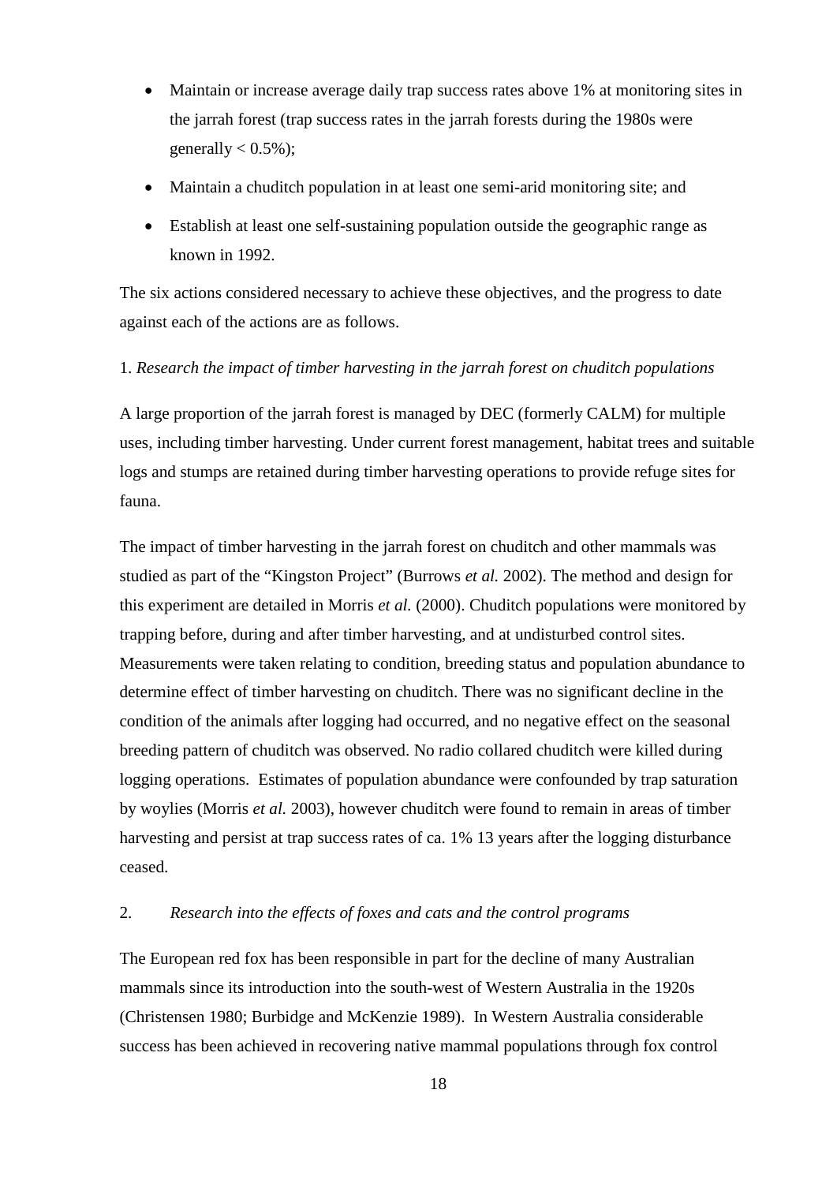- Maintain or increase average daily trap success rates above 1% at monitoring sites in the jarrah forest (trap success rates in the jarrah forests during the 1980s were generally < 0.5%);
- Maintain a chuditch population in at least one semi-arid monitoring site; and
- Establish at least one self-sustaining population outside the geographic range as known in 1992.

The six actions considered necessary to achieve these objectives, and the progress to date against each of the actions are as follows.

1. *Research the impact of timber harvesting in the jarrah forest on chuditch populations*

A large proportion of the jarrah forest is managed by DEC (formerly CALM) for multiple uses, including timber harvesting. Under current forest management, habitat trees and suitable logs and stumps are retained during timber harvesting operations to provide refuge sites for fauna.

The impact of timber harvesting in the jarrah forest on chuditch and other mammals was studied as part of the "Kingston Project" (Burrows *et al.* 2002). The method and design for this experiment are detailed in Morris *et al.* (2000). Chuditch populations were monitored by trapping before, during and after timber harvesting, and at undisturbed control sites. Measurements were taken relating to condition, breeding status and population abundance to determine effect of timber harvesting on chuditch. There was no significant decline in the condition of the animals after logging had occurred, and no negative effect on the seasonal breeding pattern of chuditch was observed. No radio collared chuditch were killed during logging operations. Estimates of population abundance were confounded by trap saturation by woylies (Morris *et al.* 2003), however chuditch were found to remain in areas of timber harvesting and persist at trap success rates of ca. 1% 13 years after the logging disturbance ceased.

2. *Research into the effects of foxes and cats and the control programs*

The European red fox has been responsible in part for the decline of many Australian mammals since its introduction into the south-west of Western Australia in the 1920s (Christensen 1980; Burbidge and McKenzie 1989). In Western Australia considerable success has been achieved in recovering native mammal populations through fox control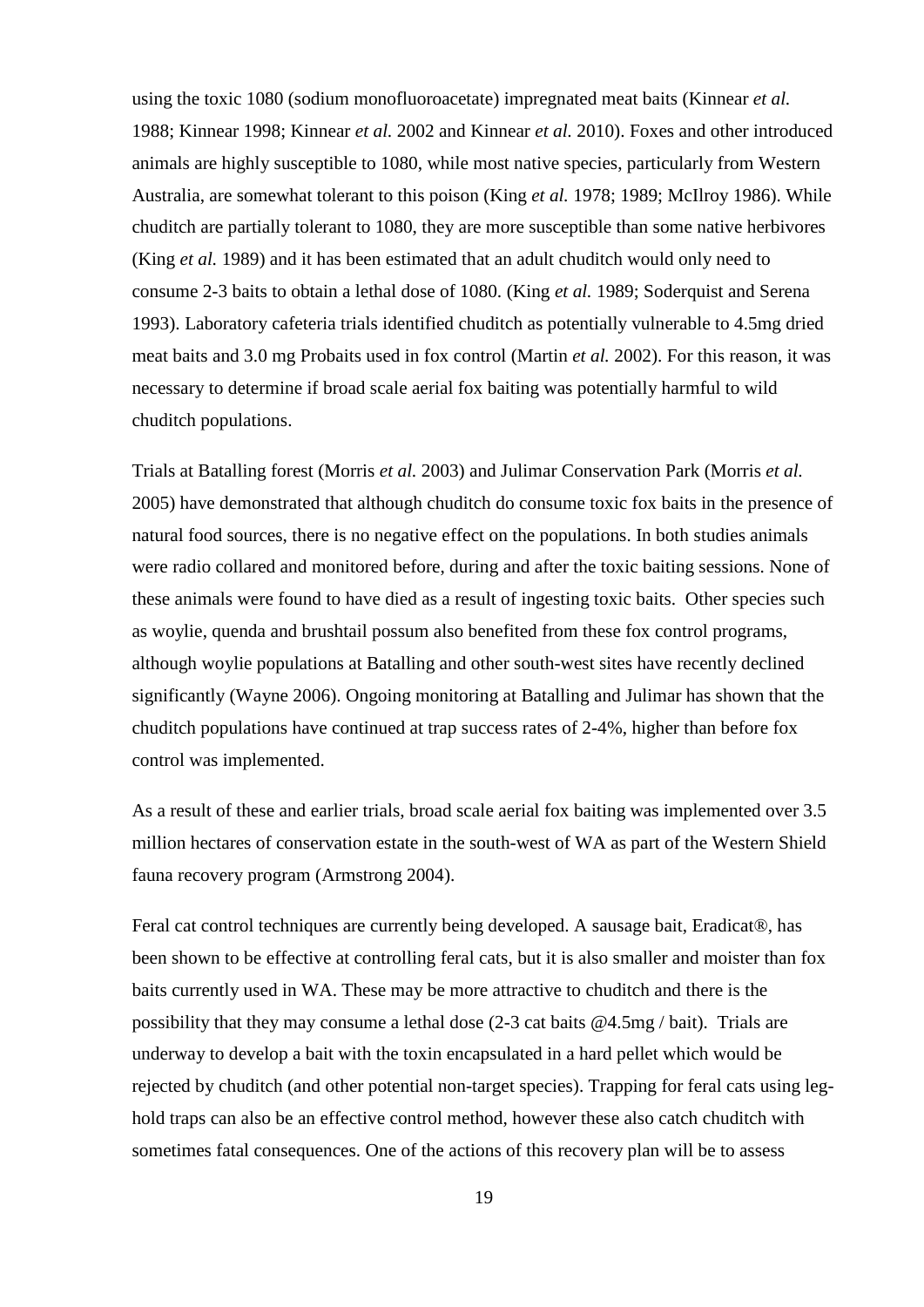using the toxic 1080 (sodium monofluoroacetate) impregnated meat baits (Kinnear *et al.* 1988; Kinnear 1998; Kinnear *et al.* 2002 and Kinnear *et al.* 2010). Foxes and other introduced animals are highly susceptible to 1080, while most native species, particularly from Western Australia, are somewhat tolerant to this poison (King *et al.* 1978; 1989; McIlroy 1986). While chuditch are partially tolerant to 1080, they are more susceptible than some native herbivores (King *et al.* 1989) and it has been estimated that an adult chuditch would only need to consume 2-3 baits to obtain a lethal dose of 1080. (King *et al.* 1989; Soderquist and Serena 1993). Laboratory cafeteria trials identified chuditch as potentially vulnerable to 4.5mg dried meat baits and 3.0 mg Probaits used in fox control (Martin *et al.* 2002). For this reason, it was necessary to determine if broad scale aerial fox baiting was potentially harmful to wild chuditch populations.

Trials at Batalling forest (Morris *et al.* 2003) and Julimar Conservation Park (Morris *et al.* 2005) have demonstrated that although chuditch do consume toxic fox baits in the presence of natural food sources, there is no negative effect on the populations. In both studies animals were radio collared and monitored before, during and after the toxic baiting sessions. None of these animals were found to have died as a result of ingesting toxic baits. Other species such as woylie, quenda and brushtail possum also benefited from these fox control programs, although woylie populations at Batalling and other south-west sites have recently declined significantly (Wayne 2006). Ongoing monitoring at Batalling and Julimar has shown that the chuditch populations have continued at trap success rates of 2-4%, higher than before fox control was implemented.

As a result of these and earlier trials, broad scale aerial fox baiting was implemented over 3.5 million hectares of conservation estate in the south-west of WA as part of the Western Shield fauna recovery program (Armstrong 2004).

Feral cat control techniques are currently being developed. A sausage bait, Eradicat®, has been shown to be effective at controlling feral cats, but it is also smaller and moister than fox baits currently used in WA. These may be more attractive to chuditch and there is the possibility that they may consume a lethal dose (2-3 cat baits @4.5mg / bait). Trials are underway to develop a bait with the toxin encapsulated in a hard pellet which would be rejected by chuditch (and other potential non-target species). Trapping for feral cats using leg-hold traps can also be an effective control method, however these also catch chuditch with sometimes fatal consequences. One of the actions of this recovery plan will be to assess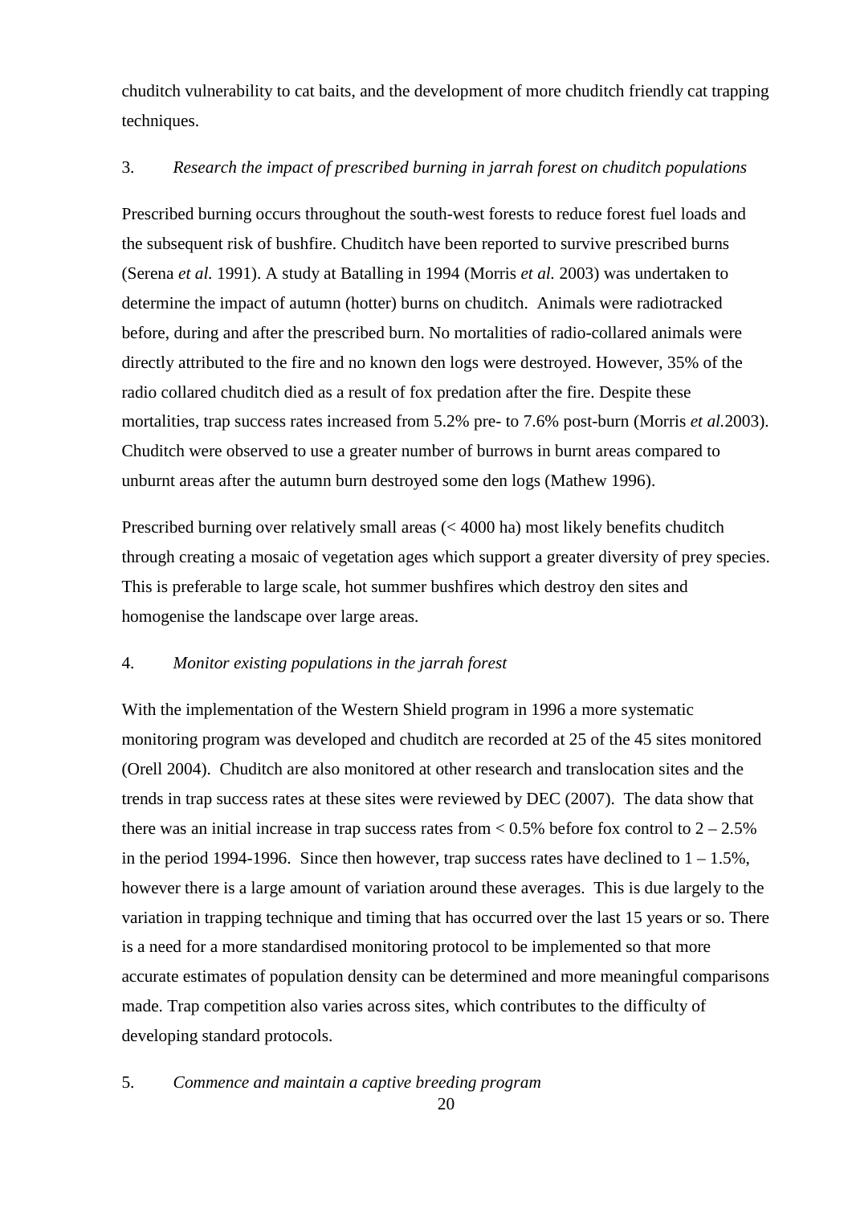chuditch vulnerability to cat baits, and the development of more chuditch friendly cat trapping techniques.

3. *Research the impact of prescribed burning in jarrah forest on chuditch populations*

Prescribed burning occurs throughout the south-west forests to reduce forest fuel loads and the subsequent risk of bushfire. Chuditch have been reported to survive prescribed burns (Serena *et al.* 1991). A study at Batalling in 1994 (Morris *et al.* 2003) was undertaken to determine the impact of autumn (hotter) burns on chuditch. Animals were radiotracked before, during and after the prescribed burn. No mortalities of radio-collared animals were directly attributed to the fire and no known den logs were destroyed. However, 35% of the radio collared chuditch died as a result of fox predation after the fire. Despite these mortalities, trap success rates increased from 5.2% pre- to 7.6% post-burn (Morris *et al.*2003). Chuditch were observed to use a greater number of burrows in burnt areas compared to unburnt areas after the autumn burn destroyed some den logs (Mathew 1996).

Prescribed burning over relatively small areas (< 4000 ha) most likely benefits chuditch through creating a mosaic of vegetation ages which support a greater diversity of prey species. This is preferable to large scale, hot summer bushfires which destroy den sites and homogenise the landscape over large areas.

4. *Monitor existing populations in the jarrah forest*

With the implementation of the Western Shield program in 1996 a more systematic monitoring program was developed and chuditch are recorded at 25 of the 45 sites monitored (Orell 2004). Chuditch are also monitored at other research and translocation sites and the trends in trap success rates at these sites were reviewed by DEC (2007). The data show that there was an initial increase in trap success rates from < 0.5% before fox control to 2 – 2.5% in the period 1994-1996. Since then however, trap success rates have declined to 1 – 1.5%, however there is a large amount of variation around these averages. This is due largely to the variation in trapping technique and timing that has occurred over the last 15 years or so. There is a need for a more standardised monitoring protocol to be implemented so that more accurate estimates of population density can be determined and more meaningful comparisons made. Trap competition also varies across sites, which contributes to the difficulty of developing standard protocols.

5. *Commence and maintain a captive breeding program*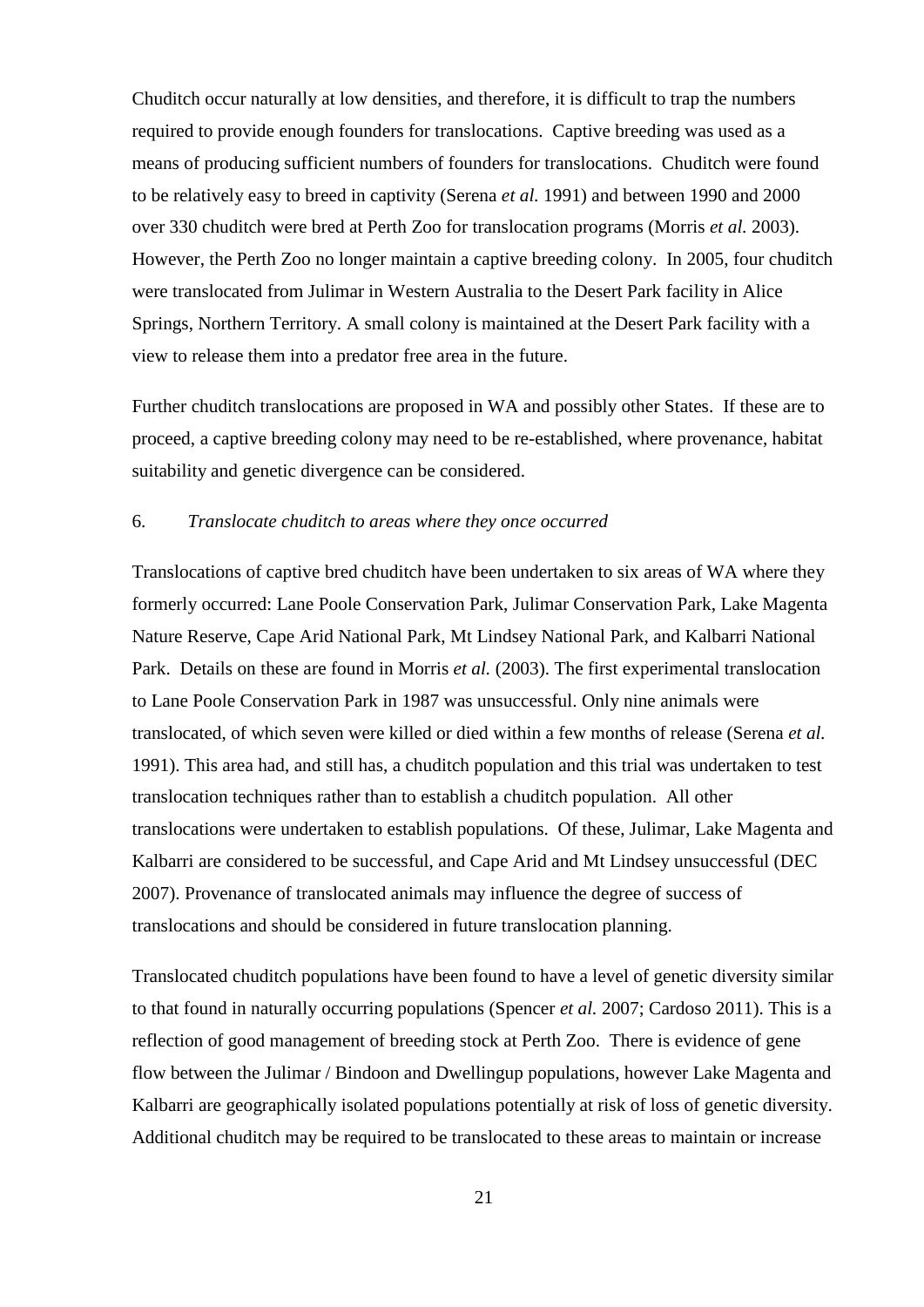Chuditch occur naturally at low densities, and therefore, it is difficult to trap the numbers required to provide enough founders for translocations. Captive breeding was used as a means of producing sufficient numbers of founders for translocations. Chuditch were found to be relatively easy to breed in captivity (Serena *et al.* 1991) and between 1990 and 2000 over 330 chuditch were bred at Perth Zoo for translocation programs (Morris *et al.* 2003). However, the Perth Zoo no longer maintain a captive breeding colony. In 2005, four chuditch were translocated from Julimar in Western Australia to the Desert Park facility in Alice Springs, Northern Territory. A small colony is maintained at the Desert Park facility with a view to release them into a predator free area in the future.

Further chuditch translocations are proposed in WA and possibly other States. If these are to proceed, a captive breeding colony may need to be re-established, where provenance, habitat suitability and genetic divergence can be considered.

6. *Translocate chuditch to areas where they once occurred*

Translocations of captive bred chuditch have been undertaken to six areas of WA where they formerly occurred: Lane Poole Conservation Park, Julimar Conservation Park, Lake Magenta Nature Reserve, Cape Arid National Park, Mt Lindsey National Park, and Kalbarri National Park. Details on these are found in Morris *et al.* (2003). The first experimental translocation to Lane Poole Conservation Park in 1987 was unsuccessful. Only nine animals were translocated, of which seven were killed or died within a few months of release (Serena *et al.* 1991). This area had, and still has, a chuditch population and this trial was undertaken to test translocation techniques rather than to establish a chuditch population. All other translocations were undertaken to establish populations. Of these, Julimar, Lake Magenta and Kalbarri are considered to be successful, and Cape Arid and Mt Lindsey unsuccessful (DEC 2007). Provenance of translocated animals may influence the degree of success of translocations and should be considered in future translocation planning.

Translocated chuditch populations have been found to have a level of genetic diversity similar to that found in naturally occurring populations (Spencer *et al.* 2007; Cardoso 2011). This is a reflection of good management of breeding stock at Perth Zoo. There is evidence of gene flow between the Julimar / Bindoon and Dwellingup populations, however Lake Magenta and Kalbarri are geographically isolated populations potentially at risk of loss of genetic diversity. Additional chuditch may be required to be translocated to these areas to maintain or increase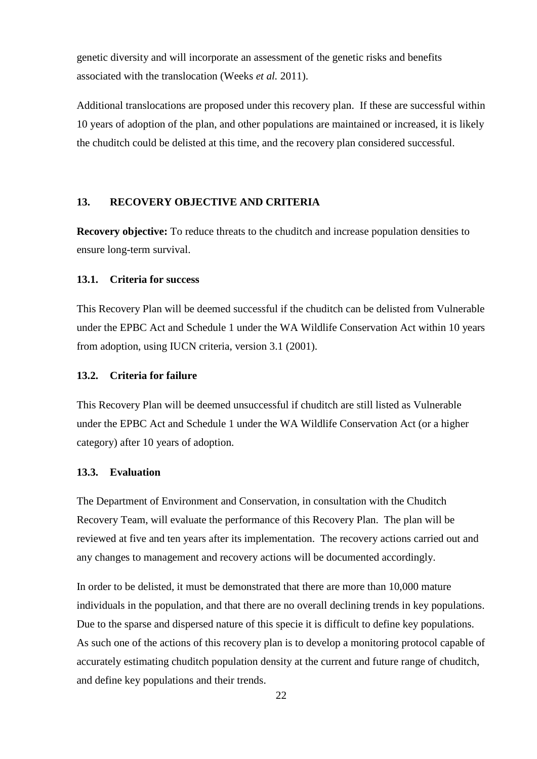genetic diversity and will incorporate an assessment of the genetic risks and benefits associated with the translocation (Weeks *et al.* 2011).

Additional translocations are proposed under this recovery plan. If these are successful within 10 years of adoption of the plan, and other populations are maintained or increased, it is likely the chuditch could be delisted at this time, and the recovery plan considered successful.

## 13. RECOVERY OBJECTIVE AND CRITERIA

**Recovery objective:** To reduce threats to the chuditch and increase population densities to ensure long-term survival.

### 13.1. Criteria for success

This Recovery Plan will be deemed successful if the chuditch can be delisted from Vulnerable under the EPBC Act and Schedule 1 under the WA Wildlife Conservation Act within 10 years from adoption, using IUCN criteria, version 3.1 (2001).

### 13.2. Criteria for failure

This Recovery Plan will be deemed unsuccessful if chuditch are still listed as Vulnerable under the EPBC Act and Schedule 1 under the WA Wildlife Conservation Act (or a higher category) after 10 years of adoption.

### 13.3. Evaluation

The Department of Environment and Conservation, in consultation with the Chuditch Recovery Team, will evaluate the performance of this Recovery Plan. The plan will be reviewed at five and ten years after its implementation. The recovery actions carried out and any changes to management and recovery actions will be documented accordingly.

In order to be delisted, it must be demonstrated that there are more than 10,000 mature individuals in the population, and that there are no overall declining trends in key populations. Due to the sparse and dispersed nature of this specie it is difficult to define key populations. As such one of the actions of this recovery plan is to develop a monitoring protocol capable of accurately estimating chuditch population density at the current and future range of chuditch, and define key populations and their trends.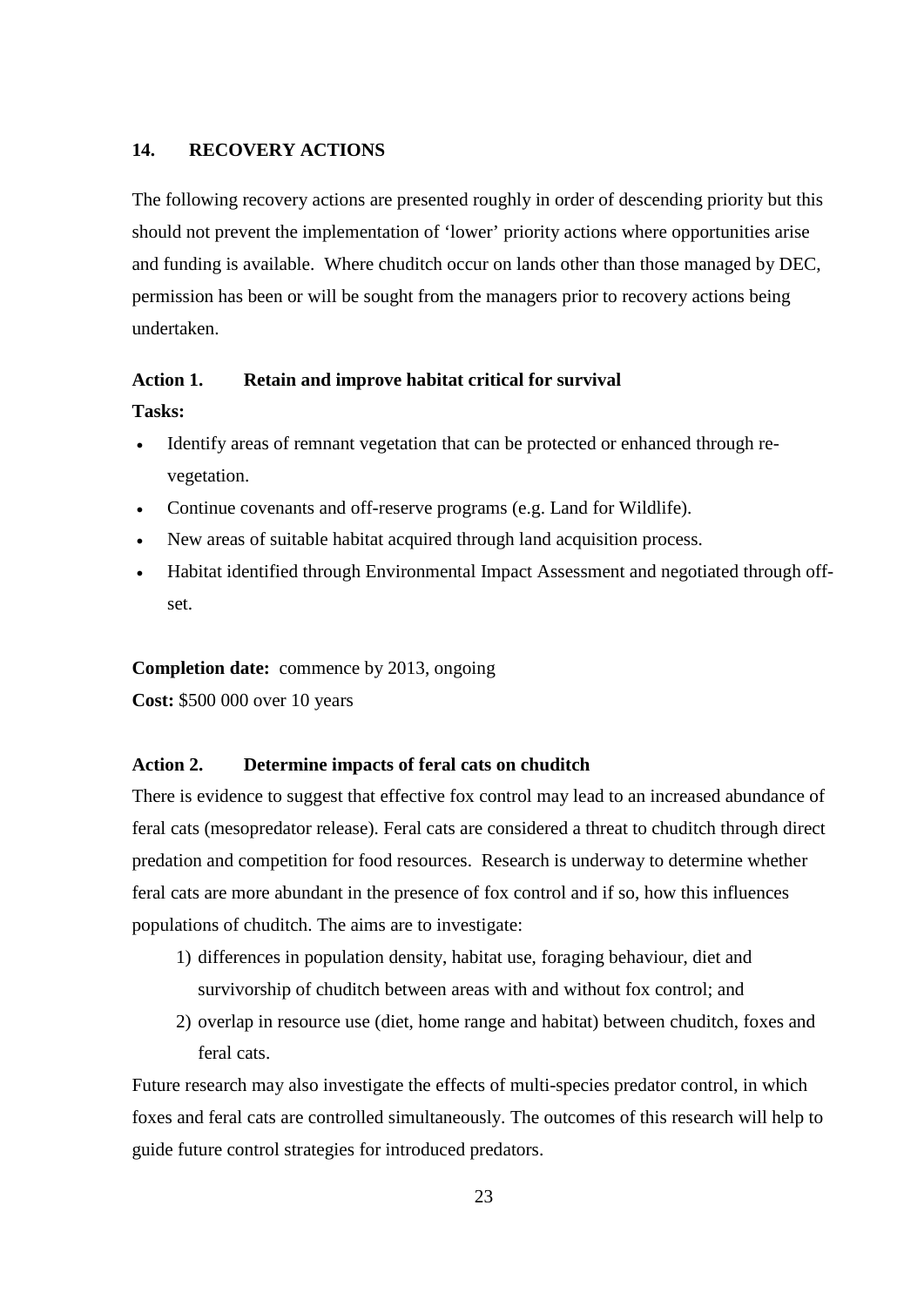## 14. RECOVERY ACTIONS

The following recovery actions are presented roughly in order of descending priority but this should not prevent the implementation of 'lower' priority actions where opportunities arise and funding is available. Where chuditch occur on lands other than those managed by DEC, permission has been or will be sought from the managers prior to recovery actions being undertaken.

### Action 1. Retain and improve habitat critical for survival

**Tasks:**

- Identify areas of remnant vegetation that can be protected or enhanced through re-vegetation.
- Continue covenants and off-reserve programs (e.g. Land for Wildlife).
- New areas of suitable habitat acquired through land acquisition process.
- Habitat identified through Environmental Impact Assessment and negotiated through off-set.

**Completion date:** commence by 2013, ongoing
**Cost:** $500 000 over 10 years

### Action 2. Determine impacts of feral cats on chuditch

There is evidence to suggest that effective fox control may lead to an increased abundance of feral cats (mesopredator release). Feral cats are considered a threat to chuditch through direct predation and competition for food resources. Research is underway to determine whether feral cats are more abundant in the presence of fox control and if so, how this influences populations of chuditch. The aims are to investigate:

1) differences in population density, habitat use, foraging behaviour, diet and survivorship of chuditch between areas with and without fox control; and
2) overlap in resource use (diet, home range and habitat) between chuditch, foxes and feral cats.

Future research may also investigate the effects of multi-species predator control, in which foxes and feral cats are controlled simultaneously. The outcomes of this research will help to guide future control strategies for introduced predators.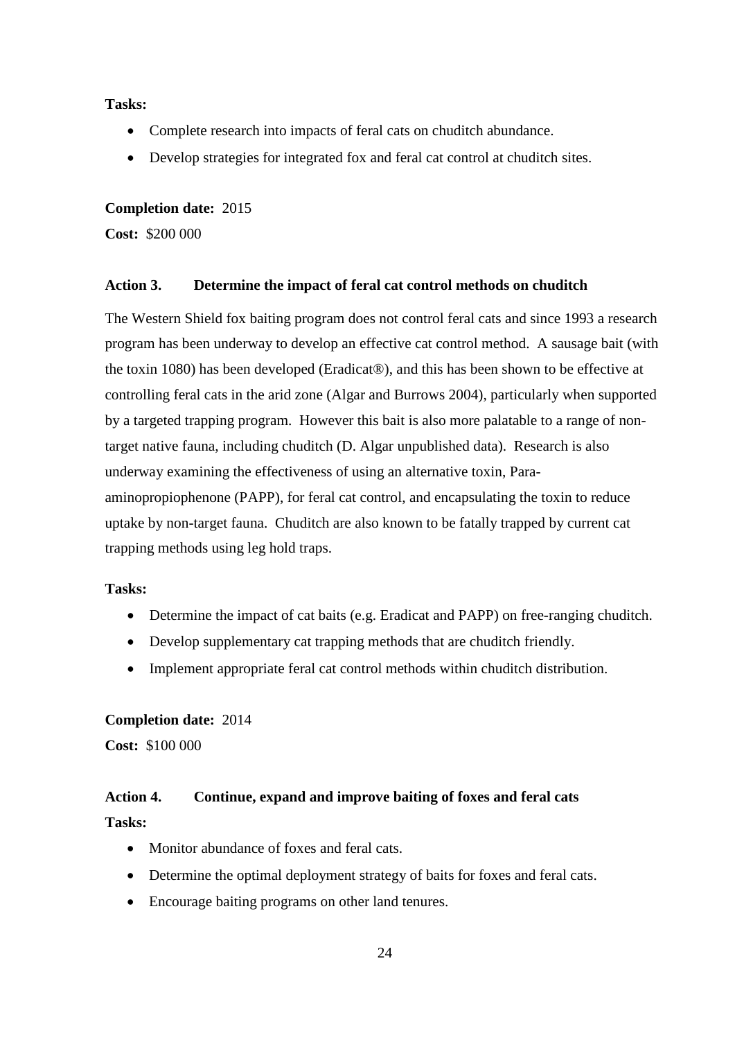**Tasks:**

- Complete research into impacts of feral cats on chuditch abundance.
- Develop strategies for integrated fox and feral cat control at chuditch sites.

**Completion date:** 2015

**Cost:** $200 000

### Action 3. Determine the impact of feral cat control methods on chuditch

The Western Shield fox baiting program does not control feral cats and since 1993 a research program has been underway to develop an effective cat control method. A sausage bait (with the toxin 1080) has been developed (Eradicat®), and this has been shown to be effective at controlling feral cats in the arid zone (Algar and Burrows 2004), particularly when supported by a targeted trapping program. However this bait is also more palatable to a range of non-target native fauna, including chuditch (D. Algar unpublished data). Research is also underway examining the effectiveness of using an alternative toxin, Para-aminopropiophenone (PAPP), for feral cat control, and encapsulating the toxin to reduce uptake by non-target fauna. Chuditch are also known to be fatally trapped by current cat trapping methods using leg hold traps.

**Tasks:**

- Determine the impact of cat baits (e.g. Eradicat and PAPP) on free-ranging chuditch.
- Develop supplementary cat trapping methods that are chuditch friendly.
- Implement appropriate feral cat control methods within chuditch distribution.

**Completion date:** 2014

**Cost:** $100 000

### Action 4. Continue, expand and improve baiting of foxes and feral cats

**Tasks:**

- Monitor abundance of foxes and feral cats.
- Determine the optimal deployment strategy of baits for foxes and feral cats.
- Encourage baiting programs on other land tenures.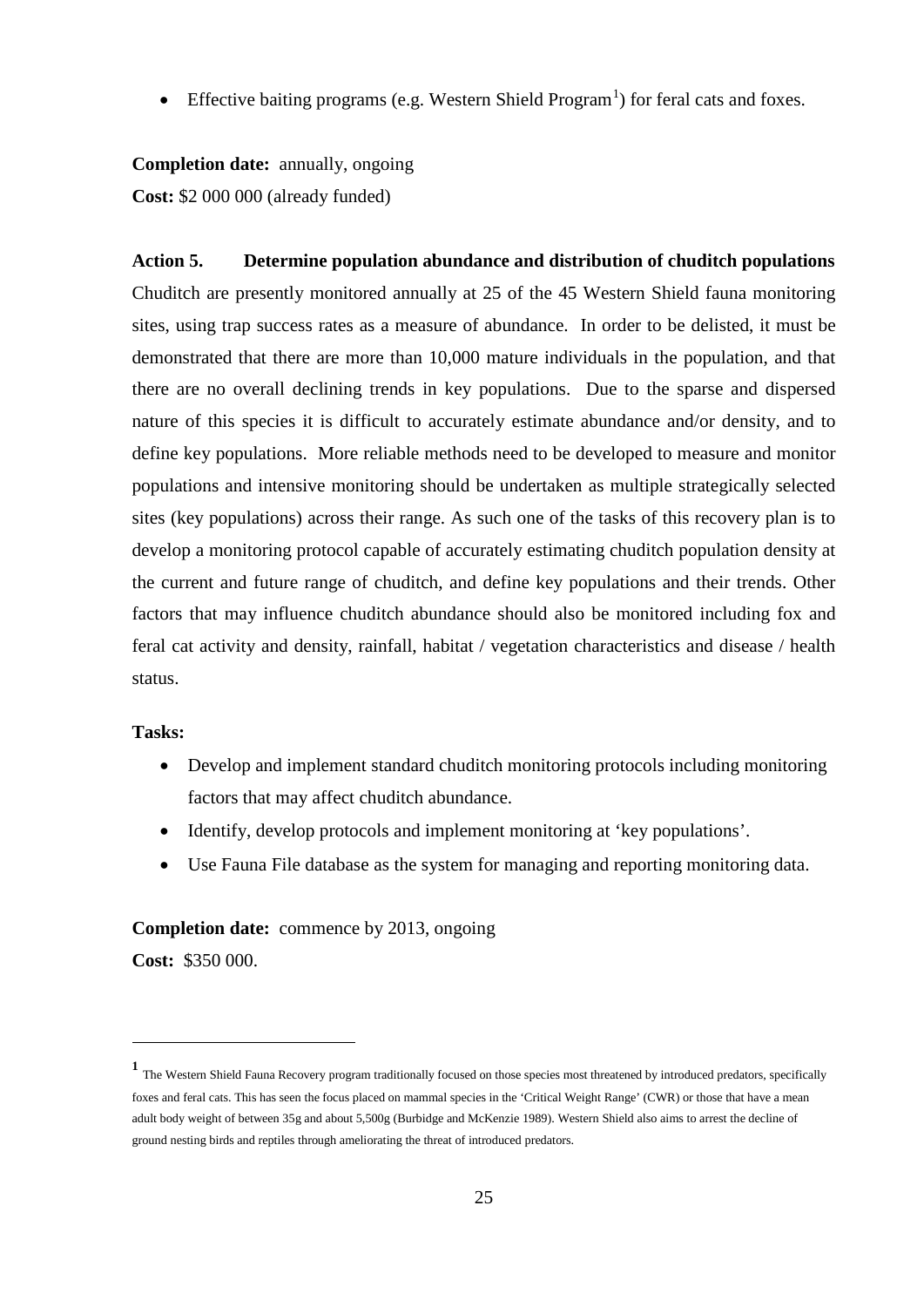- Effective baiting programs (e.g. Western Shield Program[1]) for feral cats and foxes.

**Completion date:** annually, ongoing

**Cost:** $2 000 000 (already funded)

**Action 5. Determine population abundance and distribution of chuditch populations**

Chuditch are presently monitored annually at 25 of the 45 Western Shield fauna monitoring sites, using trap success rates as a measure of abundance. In order to be delisted, it must be demonstrated that there are more than 10,000 mature individuals in the population, and that there are no overall declining trends in key populations. Due to the sparse and dispersed nature of this species it is difficult to accurately estimate abundance and/or density, and to define key populations. More reliable methods need to be developed to measure and monitor populations and intensive monitoring should be undertaken as multiple strategically selected sites (key populations) across their range. As such one of the tasks of this recovery plan is to develop a monitoring protocol capable of accurately estimating chuditch population density at the current and future range of chuditch, and define key populations and their trends. Other factors that may influence chuditch abundance should also be monitored including fox and feral cat activity and density, rainfall, habitat / vegetation characteristics and disease / health status.

**Tasks:**

- Develop and implement standard chuditch monitoring protocols including monitoring factors that may affect chuditch abundance.
- Identify, develop protocols and implement monitoring at 'key populations'.
- Use Fauna File database as the system for managing and reporting monitoring data.

**Completion date:** commence by 2013, ongoing

**Cost:** $350 000.

---

[1] The Western Shield Fauna Recovery program traditionally focused on those species most threatened by introduced predators, specifically foxes and feral cats. This has seen the focus placed on mammal species in the 'Critical Weight Range' (CWR) or those that have a mean adult body weight of between 35g and about 5,500g (Burbidge and McKenzie 1989). Western Shield also aims to arrest the decline of ground nesting birds and reptiles through ameliorating the threat of introduced predators.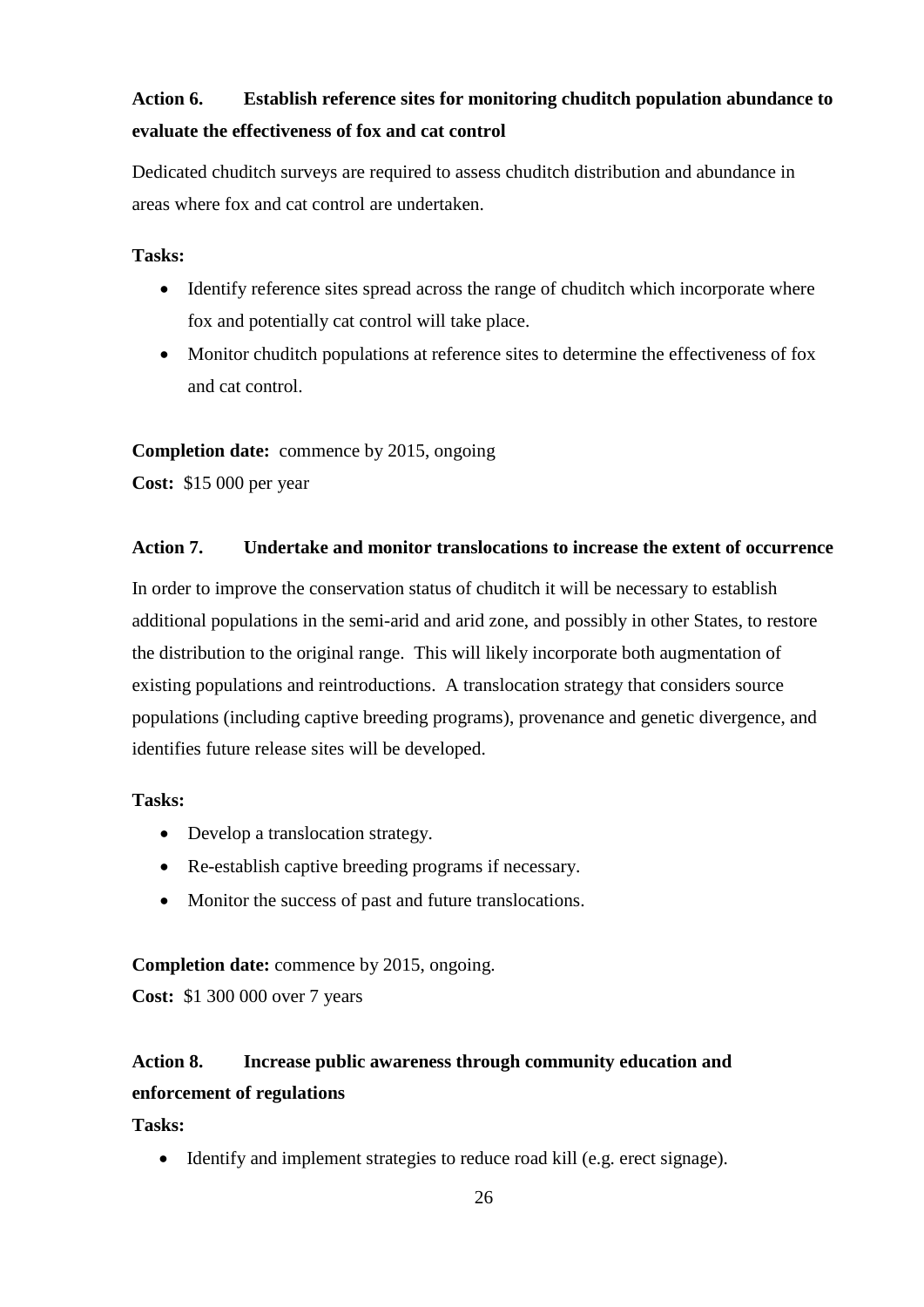**Action 6. Establish reference sites for monitoring chuditch population abundance to evaluate the effectiveness of fox and cat control**

Dedicated chuditch surveys are required to assess chuditch distribution and abundance in areas where fox and cat control are undertaken.

**Tasks:**

- Identify reference sites spread across the range of chuditch which incorporate where fox and potentially cat control will take place.
- Monitor chuditch populations at reference sites to determine the effectiveness of fox and cat control.

**Completion date:** commence by 2015, ongoing

**Cost:** $15 000 per year

**Action 7. Undertake and monitor translocations to increase the extent of occurrence**

In order to improve the conservation status of chuditch it will be necessary to establish additional populations in the semi-arid and arid zone, and possibly in other States, to restore the distribution to the original range. This will likely incorporate both augmentation of existing populations and reintroductions. A translocation strategy that considers source populations (including captive breeding programs), provenance and genetic divergence, and identifies future release sites will be developed.

**Tasks:**

- Develop a translocation strategy.
- Re-establish captive breeding programs if necessary.
- Monitor the success of past and future translocations.

**Completion date:** commence by 2015, ongoing.

**Cost:** $1 300 000 over 7 years

**Action 8. Increase public awareness through community education and enforcement of regulations**

**Tasks:**

- Identify and implement strategies to reduce road kill (e.g. erect signage).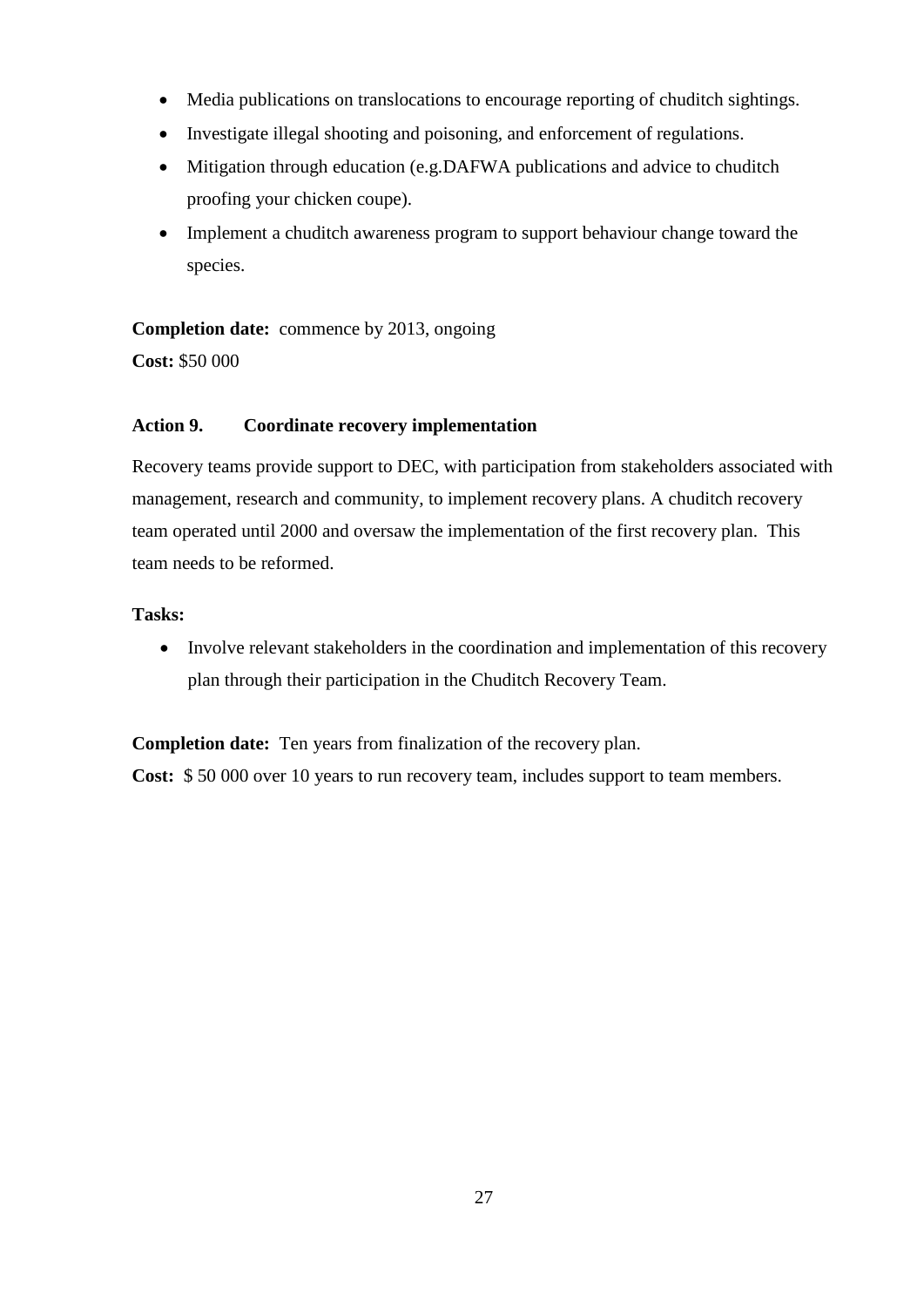- Media publications on translocations to encourage reporting of chuditch sightings.
- Investigate illegal shooting and poisoning, and enforcement of regulations.
- Mitigation through education (e.g.DAFWA publications and advice to chuditch proofing your chicken coupe).
- Implement a chuditch awareness program to support behaviour change toward the species.

**Completion date:** commence by 2013, ongoing

**Cost:** $50 000

### Action 9. Coordinate recovery implementation

Recovery teams provide support to DEC, with participation from stakeholders associated with management, research and community, to implement recovery plans. A chuditch recovery team operated until 2000 and oversaw the implementation of the first recovery plan. This team needs to be reformed.

**Tasks:**

- Involve relevant stakeholders in the coordination and implementation of this recovery plan through their participation in the Chuditch Recovery Team.

**Completion date:** Ten years from finalization of the recovery plan.

**Cost:** $ 50 000 over 10 years to run recovery team, includes support to team members.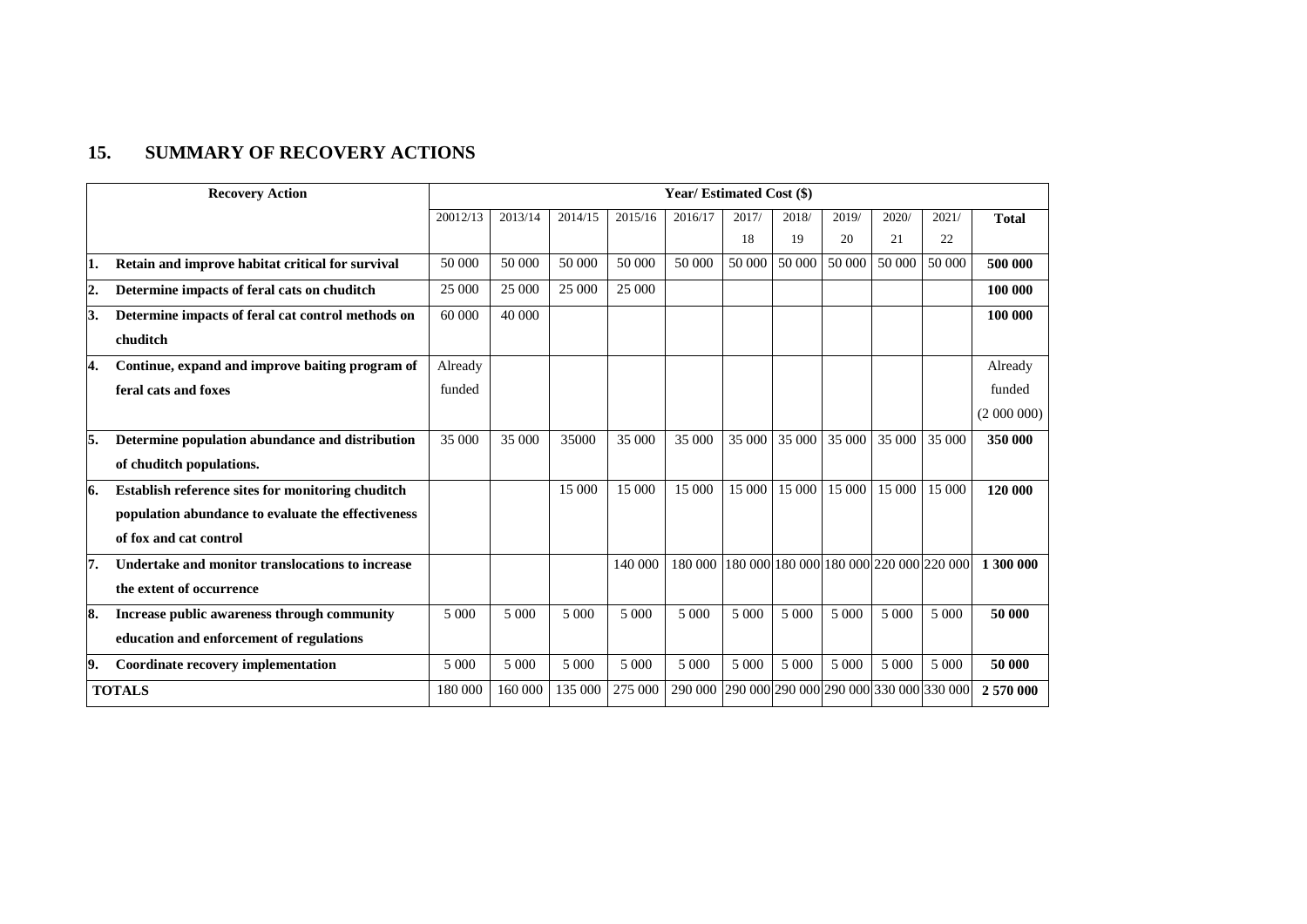## 15. SUMMARY OF RECOVERY ACTIONS

| Recovery Action | Year/ Estimated Cost ($) | | | | | | | | | | |
|---|---|---|---|---|---|---|---|---|---|---|---|
| | 20012/13 | 2013/14 | 2014/15 | 2015/16 | 2016/17 | 2017/18 | 2018/19 | 2019/20 | 2020/21 | 2021/22 | **Total** |
| **1. Retain and improve habitat critical for survival** | 50 000 | 50 000 | 50 000 | 50 000 | 50 000 | 50 000 | 50 000 | 50 000 | 50 000 | 50 000 | **500 000** |
| **2. Determine impacts of feral cats on chuditch** | 25 000 | 25 000 | 25 000 | 25 000 | | | | | | | **100 000** |
| **3. Determine impacts of feral cat control methods on chuditch** | 60 000 | 40 000 | | | | | | | | | **100 000** |
| **4. Continue, expand and improve baiting program of feral cats and foxes** | Already funded | | | | | | | | | | Already funded (2 000 000) |
| **5. Determine population abundance and distribution of chuditch populations.** | 35 000 | 35 000 | 35000 | 35 000 | 35 000 | 35 000 | 35 000 | 35 000 | 35 000 | 35 000 | **350 000** |
| **6. Establish reference sites for monitoring chuditch population abundance to evaluate the effectiveness of fox and cat control** | | | 15 000 | 15 000 | 15 000 | 15 000 | 15 000 | 15 000 | 15 000 | 15 000 | **120 000** |
| **7. Undertake and monitor translocations to increase the extent of occurrence** | | | | 140 000 | 180 000 | 180 000 | 180 000 | 180 000 | 220 000 | 220 000 | **1 300 000** |
| **8. Increase public awareness through community education and enforcement of regulations** | 5 000 | 5 000 | 5 000 | 5 000 | 5 000 | 5 000 | 5 000 | 5 000 | 5 000 | 5 000 | **50 000** |
| **9. Coordinate recovery implementation** | 5 000 | 5 000 | 5 000 | 5 000 | 5 000 | 5 000 | 5 000 | 5 000 | 5 000 | 5 000 | **50 000** |
| **TOTALS** | 180 000 | 160 000 | 135 000 | 275 000 | 290 000 | 290 000 | 290 000 | 290 000 | 330 000 | 330 000 | **2 570 000** |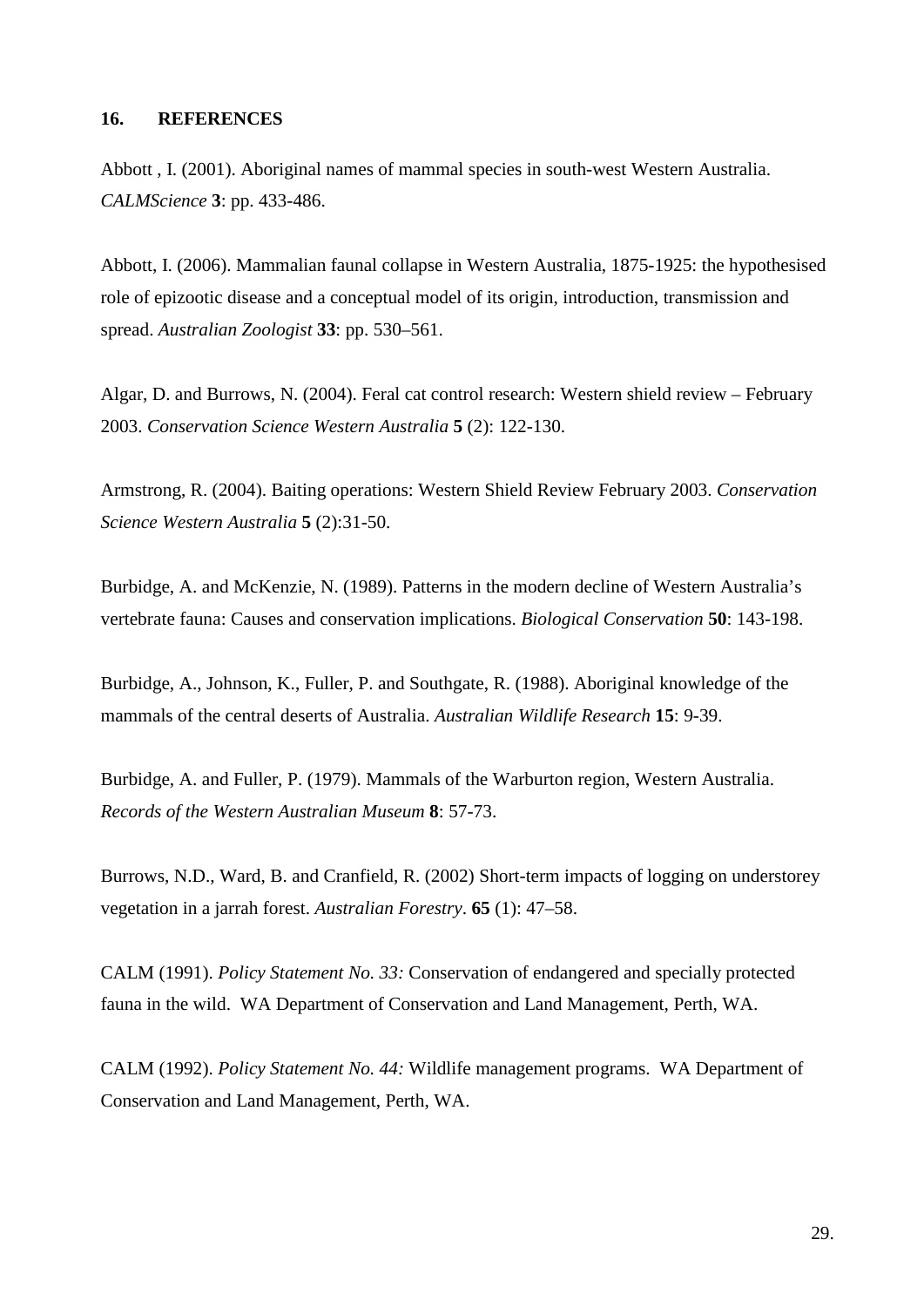## 16. REFERENCES

Abbott , I. (2001). Aboriginal names of mammal species in south-west Western Australia. *CALMScience* **3**: pp. 433-486.

Abbott, I. (2006). Mammalian faunal collapse in Western Australia, 1875-1925: the hypothesised role of epizootic disease and a conceptual model of its origin, introduction, transmission and spread. *Australian Zoologist* **33**: pp. 530–561.

Algar, D. and Burrows, N. (2004). Feral cat control research: Western shield review – February 2003. *Conservation Science Western Australia* **5** (2): 122-130.

Armstrong, R. (2004). Baiting operations: Western Shield Review February 2003. *Conservation Science Western Australia* **5** (2):31-50.

Burbidge, A. and McKenzie, N. (1989). Patterns in the modern decline of Western Australia's vertebrate fauna: Causes and conservation implications. *Biological Conservation* **50**: 143-198.

Burbidge, A., Johnson, K., Fuller, P. and Southgate, R. (1988). Aboriginal knowledge of the mammals of the central deserts of Australia. *Australian Wildlife Research* **15**: 9-39.

Burbidge, A. and Fuller, P. (1979). Mammals of the Warburton region, Western Australia. *Records of the Western Australian Museum* **8**: 57-73.

Burrows, N.D., Ward, B. and Cranfield, R. (2002) Short-term impacts of logging on understorey vegetation in a jarrah forest. *Australian Forestry*. **65** (1): 47–58.

CALM (1991). *Policy Statement No. 33:* Conservation of endangered and specially protected fauna in the wild. WA Department of Conservation and Land Management, Perth, WA.

CALM (1992). *Policy Statement No. 44:* Wildlife management programs. WA Department of Conservation and Land Management, Perth, WA.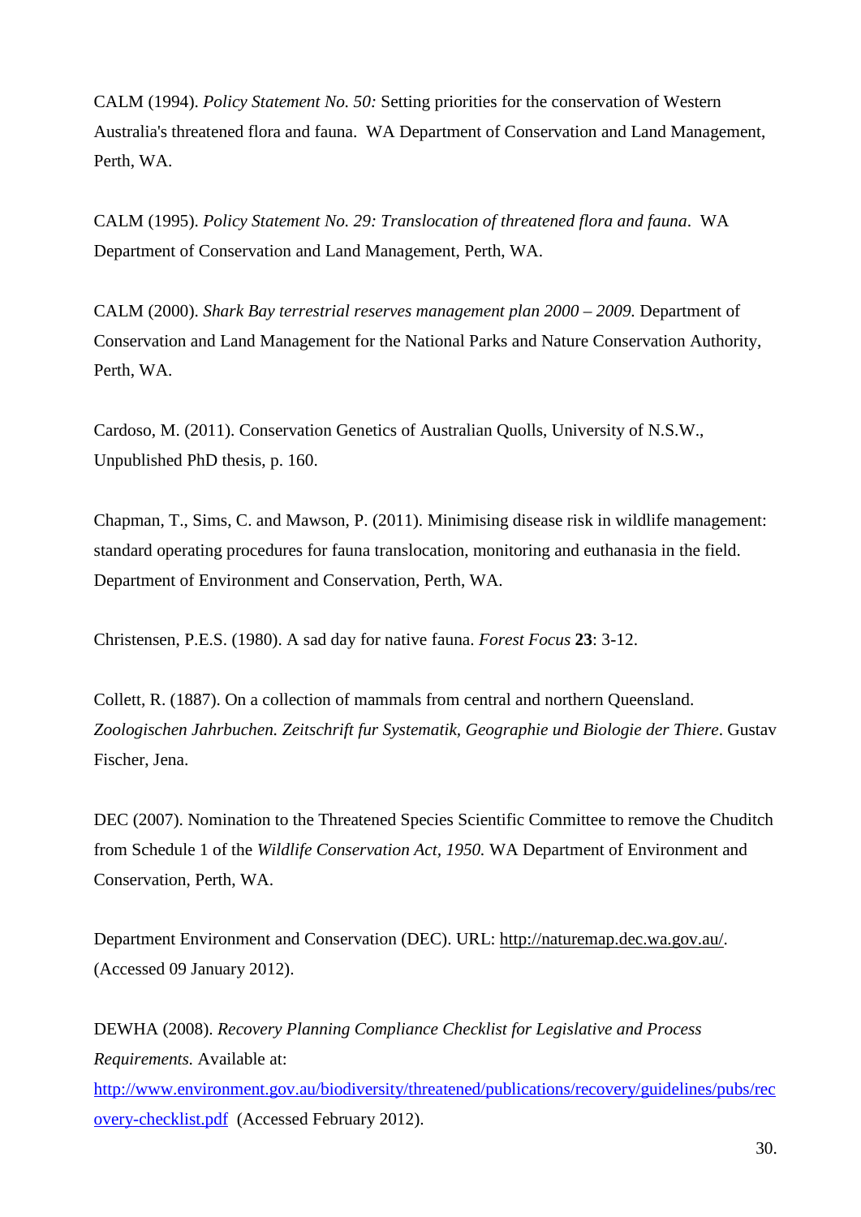CALM (1994). *Policy Statement No. 50:* Setting priorities for the conservation of Western Australia's threatened flora and fauna. WA Department of Conservation and Land Management, Perth, WA.

CALM (1995). *Policy Statement No. 29: Translocation of threatened flora and fauna*. WA Department of Conservation and Land Management, Perth, WA.

CALM (2000). *Shark Bay terrestrial reserves management plan 2000 – 2009.* Department of Conservation and Land Management for the National Parks and Nature Conservation Authority, Perth, WA.

Cardoso, M. (2011). Conservation Genetics of Australian Quolls, University of N.S.W., Unpublished PhD thesis, p. 160.

Chapman, T., Sims, C. and Mawson, P. (2011). Minimising disease risk in wildlife management: standard operating procedures for fauna translocation, monitoring and euthanasia in the field. Department of Environment and Conservation, Perth, WA.

Christensen, P.E.S. (1980). A sad day for native fauna. *Forest Focus* **23**: 3-12.

Collett, R. (1887). On a collection of mammals from central and northern Queensland. *Zoologischen Jahrbuchen. Zeitschrift fur Systematik, Geographie und Biologie der Thiere*. Gustav Fischer, Jena.

DEC (2007). Nomination to the Threatened Species Scientific Committee to remove the Chuditch from Schedule 1 of the *Wildlife Conservation Act, 1950.* WA Department of Environment and Conservation, Perth, WA.

Department Environment and Conservation (DEC). URL: http://naturemap.dec.wa.gov.au/. (Accessed 09 January 2012).

DEWHA (2008). *Recovery Planning Compliance Checklist for Legislative and Process Requirements.* Available at: http://www.environment.gov.au/biodiversity/threatened/publications/recovery/guidelines/pubs/recovery-checklist.pdf (Accessed February 2012).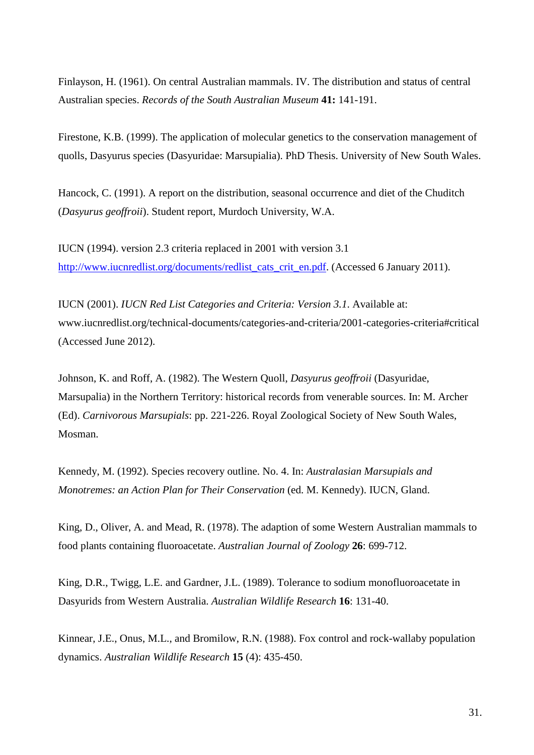Finlayson, H. (1961). On central Australian mammals. IV. The distribution and status of central Australian species. *Records of the South Australian Museum* **41:** 141-191.

Firestone, K.B. (1999). The application of molecular genetics to the conservation management of quolls, Dasyurus species (Dasyuridae: Marsupialia). PhD Thesis. University of New South Wales.

Hancock, C. (1991). A report on the distribution, seasonal occurrence and diet of the Chuditch (*Dasyurus geoffroii*). Student report, Murdoch University, W.A.

IUCN (1994). version 2.3 criteria replaced in 2001 with version 3.1 http://www.iucnredlist.org/documents/redlist_cats_crit_en.pdf. (Accessed 6 January 2011).

IUCN (2001). *IUCN Red List Categories and Criteria: Version 3.1*. Available at: www.iucnredlist.org/technical-documents/categories-and-criteria/2001-categories-criteria#critical (Accessed June 2012).

Johnson, K. and Roff, A. (1982). The Western Quoll, *Dasyurus geoffroii* (Dasyuridae, Marsupalia) in the Northern Territory: historical records from venerable sources. In: M. Archer (Ed). *Carnivorous Marsupials*: pp. 221-226. Royal Zoological Society of New South Wales, Mosman.

Kennedy, M. (1992). Species recovery outline. No. 4. In: *Australasian Marsupials and Monotremes: an Action Plan for Their Conservation* (ed. M. Kennedy). IUCN, Gland.

King, D., Oliver, A. and Mead, R. (1978). The adaption of some Western Australian mammals to food plants containing fluoroacetate. *Australian Journal of Zoology* **26**: 699-712.

King, D.R., Twigg, L.E. and Gardner, J.L. (1989). Tolerance to sodium monofluoroacetate in Dasyurids from Western Australia. *Australian Wildlife Research* **16**: 131-40.

Kinnear, J.E., Onus, M.L., and Bromilow, R.N. (1988). Fox control and rock-wallaby population dynamics. *Australian Wildlife Research* **15** (4): 435-450.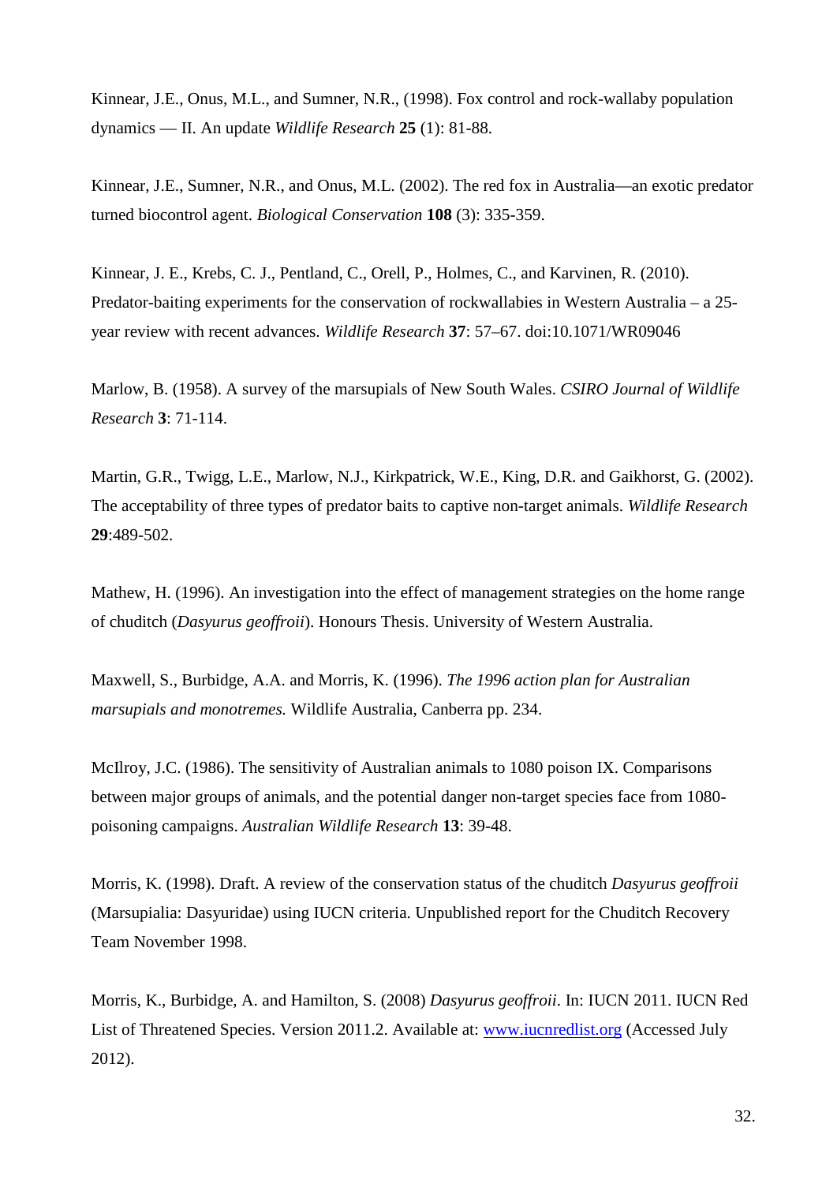Kinnear, J.E., Onus, M.L., and Sumner, N.R., (1998). Fox control and rock-wallaby population dynamics — II. An update *Wildlife Research* **25** (1): 81-88.

Kinnear, J.E., Sumner, N.R., and Onus, M.L. (2002). The red fox in Australia—an exotic predator turned biocontrol agent. *Biological Conservation* **108** (3): 335-359.

Kinnear, J. E., Krebs, C. J., Pentland, C., Orell, P., Holmes, C., and Karvinen, R. (2010). Predator-baiting experiments for the conservation of rockwallabies in Western Australia – a 25-year review with recent advances. *Wildlife Research* **37**: 57–67. doi:10.1071/WR09046

Marlow, B. (1958). A survey of the marsupials of New South Wales. *CSIRO Journal of Wildlife Research* **3**: 71-114.

Martin, G.R., Twigg, L.E., Marlow, N.J., Kirkpatrick, W.E., King, D.R. and Gaikhorst, G. (2002). The acceptability of three types of predator baits to captive non-target animals. *Wildlife Research* **29**:489-502.

Mathew, H. (1996). An investigation into the effect of management strategies on the home range of chuditch (*Dasyurus geoffroii*). Honours Thesis. University of Western Australia.

Maxwell, S., Burbidge, A.A. and Morris, K. (1996). *The 1996 action plan for Australian marsupials and monotremes.* Wildlife Australia, Canberra pp. 234.

McIlroy, J.C. (1986). The sensitivity of Australian animals to 1080 poison IX. Comparisons between major groups of animals, and the potential danger non-target species face from 1080-poisoning campaigns. *Australian Wildlife Research* **13**: 39-48.

Morris, K. (1998). Draft. A review of the conservation status of the chuditch *Dasyurus geoffroii* (Marsupialia: Dasyuridae) using IUCN criteria. Unpublished report for the Chuditch Recovery Team November 1998.

Morris, K., Burbidge, A. and Hamilton, S. (2008) *Dasyurus geoffroii*. In: IUCN 2011. IUCN Red List of Threatened Species. Version 2011.2. Available at: www.iucnredlist.org (Accessed July 2012).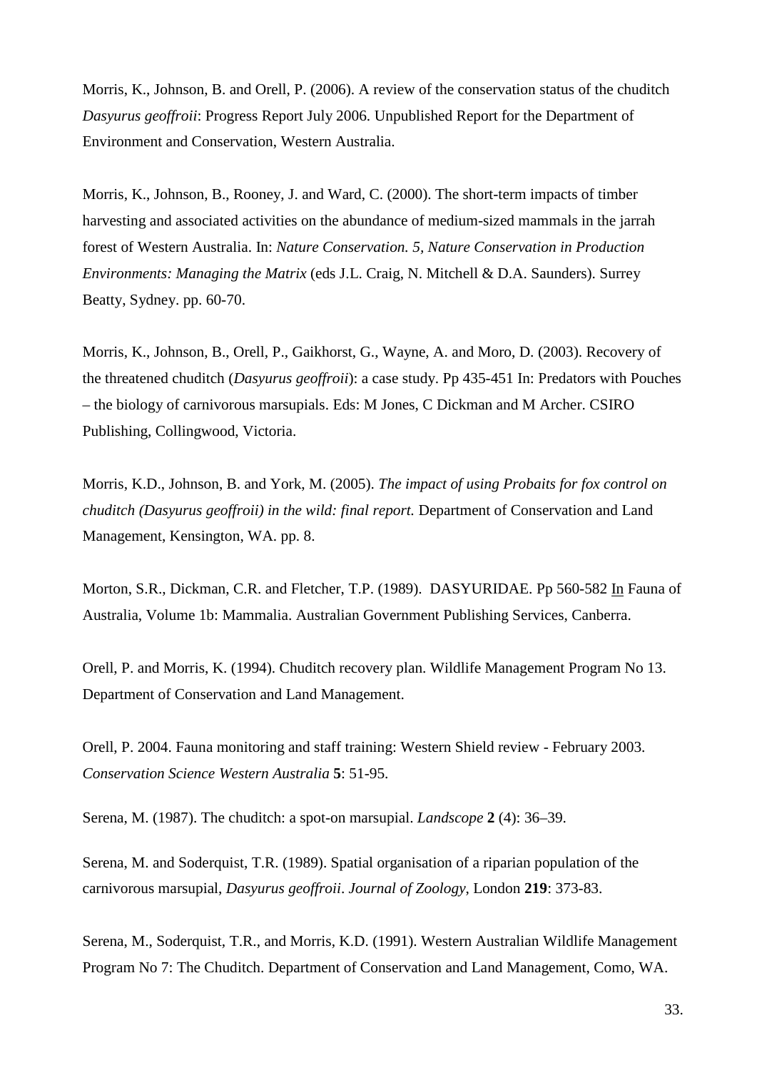Morris, K., Johnson, B. and Orell, P. (2006). A review of the conservation status of the chuditch *Dasyurus geoffroii*: Progress Report July 2006. Unpublished Report for the Department of Environment and Conservation, Western Australia.

Morris, K., Johnson, B., Rooney, J. and Ward, C. (2000). The short-term impacts of timber harvesting and associated activities on the abundance of medium-sized mammals in the jarrah forest of Western Australia. In: *Nature Conservation. 5, Nature Conservation in Production Environments: Managing the Matrix* (eds J.L. Craig, N. Mitchell & D.A. Saunders). Surrey Beatty, Sydney. pp. 60-70.

Morris, K., Johnson, B., Orell, P., Gaikhorst, G., Wayne, A. and Moro, D. (2003). Recovery of the threatened chuditch (*Dasyurus geoffroii*): a case study. Pp 435-451 In: Predators with Pouches – the biology of carnivorous marsupials. Eds: M Jones, C Dickman and M Archer. CSIRO Publishing, Collingwood, Victoria.

Morris, K.D., Johnson, B. and York, M. (2005). *The impact of using Probaits for fox control on chuditch (Dasyurus geoffroii) in the wild: final report.* Department of Conservation and Land Management, Kensington, WA. pp. 8.

Morton, S.R., Dickman, C.R. and Fletcher, T.P. (1989). DASYURIDAE. Pp 560-582 In Fauna of Australia, Volume 1b: Mammalia. Australian Government Publishing Services, Canberra.

Orell, P. and Morris, K. (1994). Chuditch recovery plan. Wildlife Management Program No 13. Department of Conservation and Land Management.

Orell, P. 2004. Fauna monitoring and staff training: Western Shield review - February 2003. *Conservation Science Western Australia* **5**: 51-95.

Serena, M. (1987). The chuditch: a spot-on marsupial. *Landscope* **2** (4): 36–39.

Serena, M. and Soderquist, T.R. (1989). Spatial organisation of a riparian population of the carnivorous marsupial, *Dasyurus geoffroii*. *Journal of Zoology*, London **219**: 373-83.

Serena, M., Soderquist, T.R., and Morris, K.D. (1991). Western Australian Wildlife Management Program No 7: The Chuditch. Department of Conservation and Land Management, Como, WA.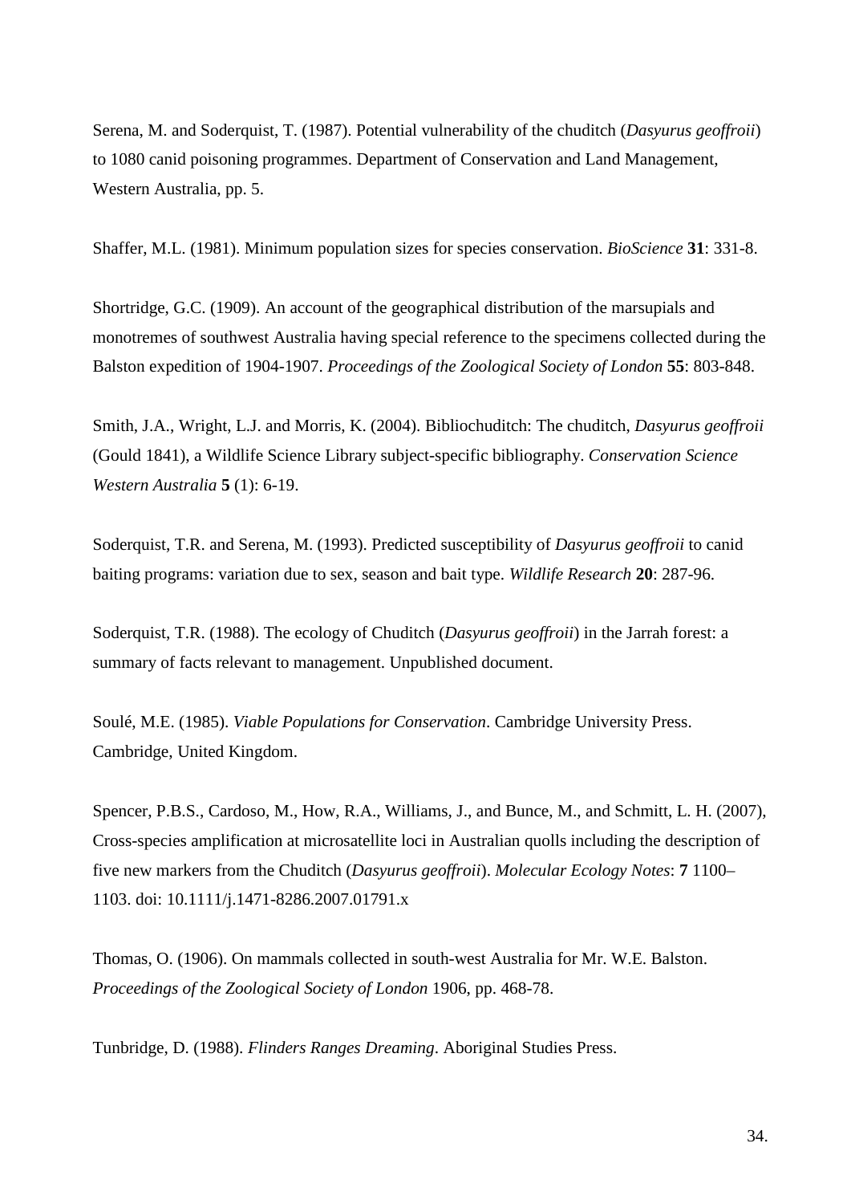Serena, M. and Soderquist, T. (1987). Potential vulnerability of the chuditch (*Dasyurus geoffroii*) to 1080 canid poisoning programmes. Department of Conservation and Land Management, Western Australia, pp. 5.

Shaffer, M.L. (1981). Minimum population sizes for species conservation. *BioScience* **31**: 331-8.

Shortridge, G.C. (1909). An account of the geographical distribution of the marsupials and monotremes of southwest Australia having special reference to the specimens collected during the Balston expedition of 1904-1907. *Proceedings of the Zoological Society of London* **55**: 803-848.

Smith, J.A., Wright, L.J. and Morris, K. (2004). Bibliochuditch: The chuditch, *Dasyurus geoffroii* (Gould 1841), a Wildlife Science Library subject-specific bibliography. *Conservation Science Western Australia* **5** (1): 6-19.

Soderquist, T.R. and Serena, M. (1993). Predicted susceptibility of *Dasyurus geoffroii* to canid baiting programs: variation due to sex, season and bait type. *Wildlife Research* **20**: 287-96.

Soderquist, T.R. (1988). The ecology of Chuditch (*Dasyurus geoffroii*) in the Jarrah forest: a summary of facts relevant to management. Unpublished document.

Soulé, M.E. (1985). *Viable Populations for Conservation*. Cambridge University Press. Cambridge, United Kingdom.

Spencer, P.B.S., Cardoso, M., How, R.A., Williams, J., and Bunce, M., and Schmitt, L. H. (2007), Cross-species amplification at microsatellite loci in Australian quolls including the description of five new markers from the Chuditch (*Dasyurus geoffroii*). *Molecular Ecology Notes*: **7** 1100–1103. doi: 10.1111/j.1471-8286.2007.01791.x

Thomas, O. (1906). On mammals collected in south-west Australia for Mr. W.E. Balston. *Proceedings of the Zoological Society of London* 1906, pp. 468-78.

Tunbridge, D. (1988). *Flinders Ranges Dreaming*. Aboriginal Studies Press.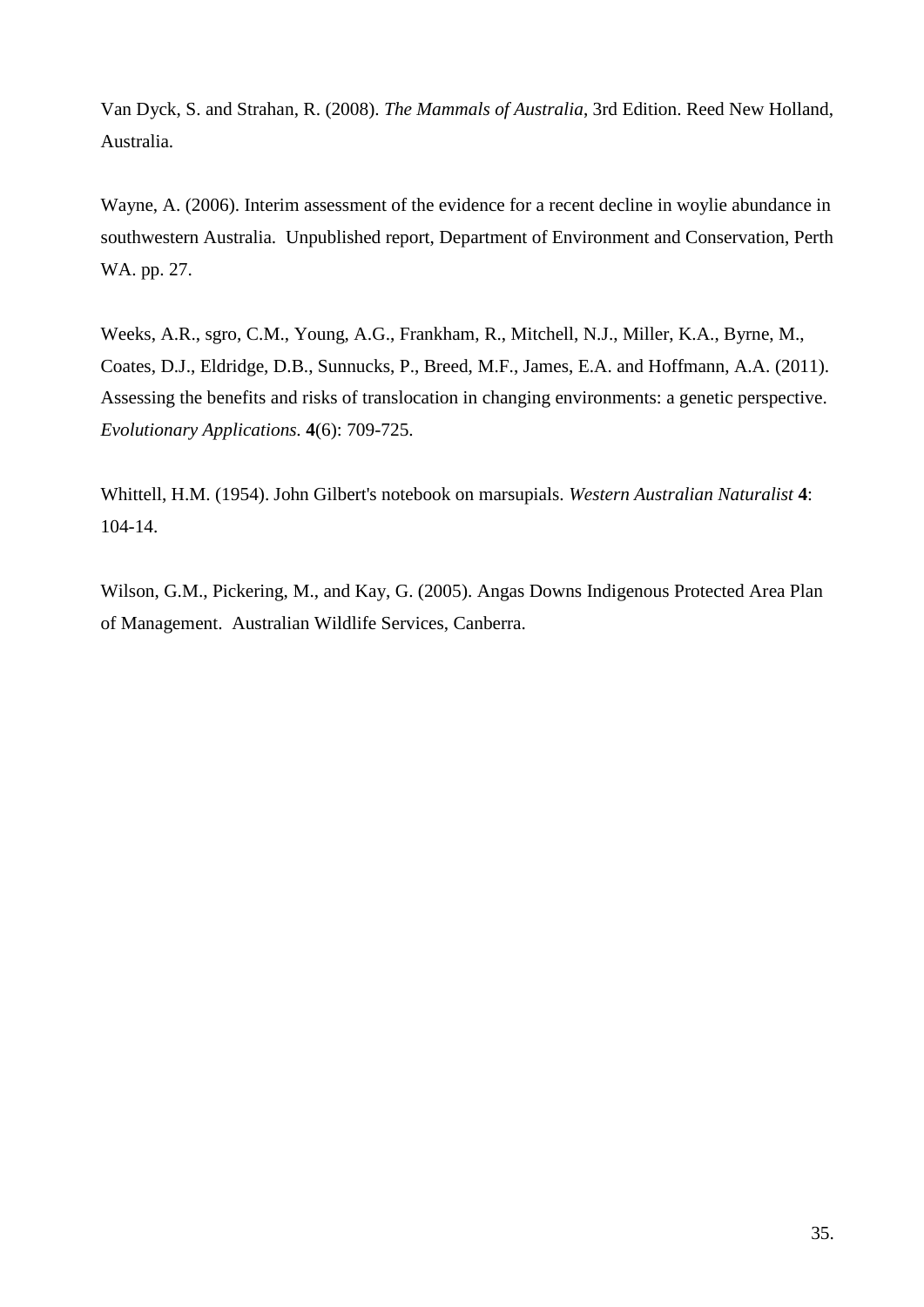Van Dyck, S. and Strahan, R. (2008). *The Mammals of Australia*, 3rd Edition. Reed New Holland, Australia.

Wayne, A. (2006). Interim assessment of the evidence for a recent decline in woylie abundance in southwestern Australia. Unpublished report, Department of Environment and Conservation, Perth WA. pp. 27.

Weeks, A.R., sgro, C.M., Young, A.G., Frankham, R., Mitchell, N.J., Miller, K.A., Byrne, M., Coates, D.J., Eldridge, D.B., Sunnucks, P., Breed, M.F., James, E.A. and Hoffmann, A.A. (2011). Assessing the benefits and risks of translocation in changing environments: a genetic perspective. *Evolutionary Applications.* **4**(6): 709-725.

Whittell, H.M. (1954). John Gilbert's notebook on marsupials. *Western Australian Naturalist* **4**: 104-14.

Wilson, G.M., Pickering, M., and Kay, G. (2005). Angas Downs Indigenous Protected Area Plan of Management. Australian Wildlife Services, Canberra.